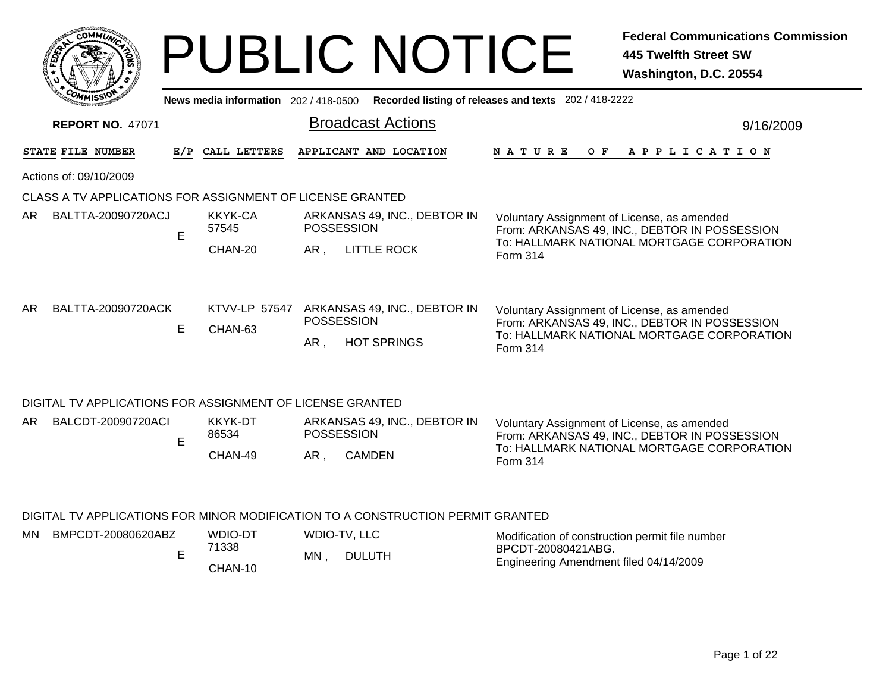# PUBLIC NOTICE

**Federal Communications Commission**
**445 Twelfth Street SW**
**Washington, D.C. 20554**

**News media information** 202 / 418-0500 **Recorded listing of releases and texts** 202 / 418-2222

**REPORT NO.** 47071

## Broadcast Actions

9/16/2009

Actions of: 09/10/2009

### CLASS A TV APPLICATIONS FOR ASSIGNMENT OF LICENSE GRANTED

| STATE | FILE NUMBER | E/P | CALL LETTERS | APPLICANT AND LOCATION | NATURE OF APPLICATION |
|---|---|---|---|---|---|
| AR | BALTTA-20090720ACJ | E | KKYK-CA 57545 CHAN-20 | ARKANSAS 49, INC., DEBTOR IN POSSESSION AR , LITTLE ROCK | Voluntary Assignment of License, as amended From: ARKANSAS 49, INC., DEBTOR IN POSSESSION To: HALLMARK NATIONAL MORTGAGE CORPORATION Form 314 |
| AR | BALTTA-20090720ACK | E | KTVV-LP 57547 CHAN-63 | ARKANSAS 49, INC., DEBTOR IN POSSESSION AR , HOT SPRINGS | Voluntary Assignment of License, as amended From: ARKANSAS 49, INC., DEBTOR IN POSSESSION To: HALLMARK NATIONAL MORTGAGE CORPORATION Form 314 |

### DIGITAL TV APPLICATIONS FOR ASSIGNMENT OF LICENSE GRANTED

| STATE | FILE NUMBER | E/P | CALL LETTERS | APPLICANT AND LOCATION | NATURE OF APPLICATION |
|---|---|---|---|---|---|
| AR | BALCDT-20090720ACI | E | KKYK-DT 86534 CHAN-49 | ARKANSAS 49, INC., DEBTOR IN POSSESSION AR , CAMDEN | Voluntary Assignment of License, as amended From: ARKANSAS 49, INC., DEBTOR IN POSSESSION To: HALLMARK NATIONAL MORTGAGE CORPORATION Form 314 |

### DIGITAL TV APPLICATIONS FOR MINOR MODIFICATION TO A CONSTRUCTION PERMIT GRANTED

| STATE | FILE NUMBER | E/P | CALL LETTERS | APPLICANT AND LOCATION | NATURE OF APPLICATION |
|---|---|---|---|---|---|
| MN | BMPCDT-20080620ABZ | E | WDIO-DT 71338 CHAN-10 | WDIO-TV, LLC MN , DULUTH | Modification of construction permit file number BPCDT-20080421ABG. Engineering Amendment filed 04/14/2009 |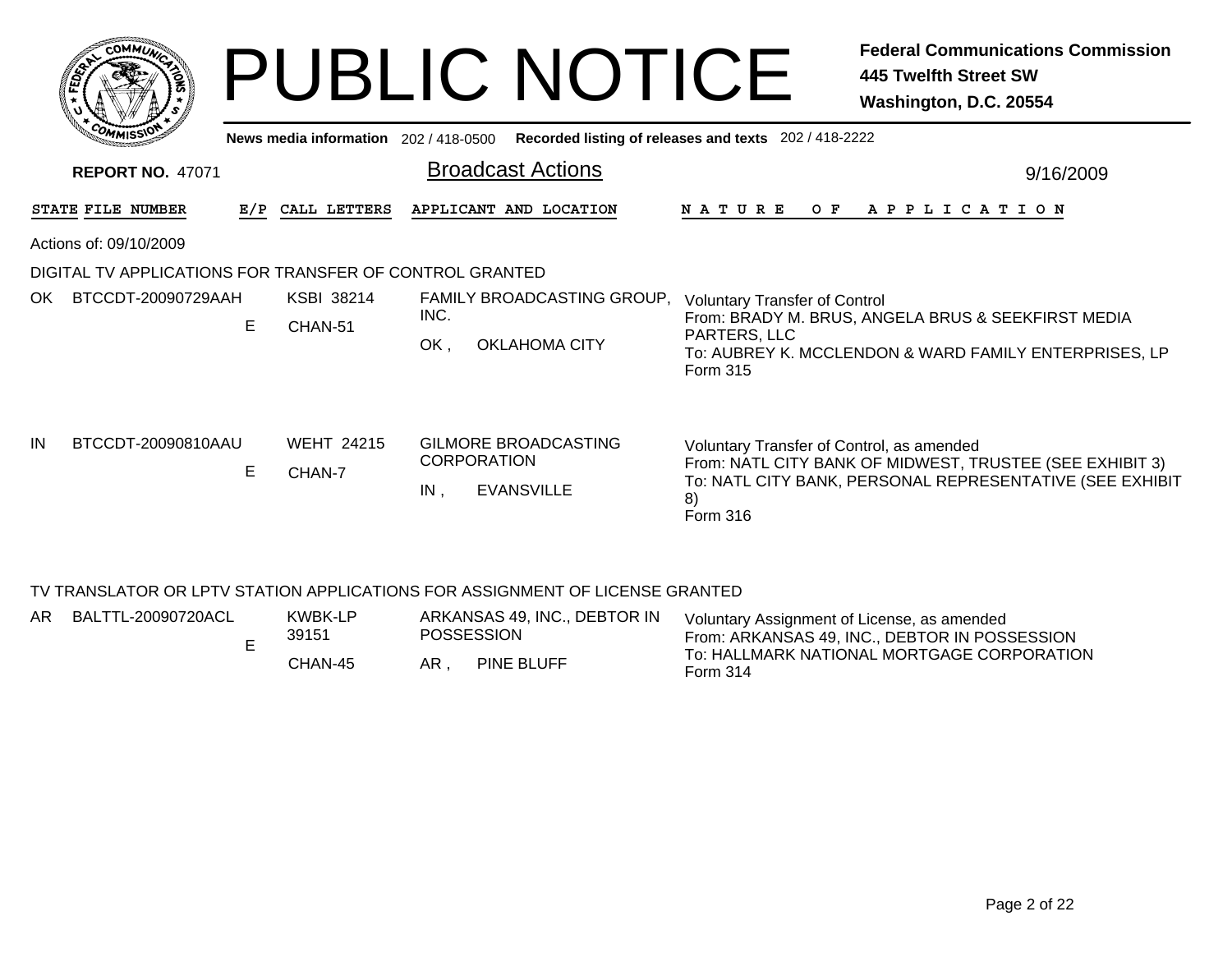# PUBLIC NOTICE

**Federal Communications Commission**
**445 Twelfth Street SW**
**Washington, D.C. 20554**

News media information 202 / 418-0500 Recorded listing of releases and texts 202 / 418-2222

**REPORT NO.** 47071

## Broadcast Actions

9/16/2009

| STATE | FILE NUMBER | E/P | CALL LETTERS | APPLICANT AND LOCATION | NATURE OF APPLICATION |
|---|---|---|---|---|---|

Actions of: 09/10/2009

### DIGITAL TV APPLICATIONS FOR TRANSFER OF CONTROL GRANTED

| STATE | FILE NUMBER | E/P | CALL LETTERS | APPLICANT AND LOCATION | NATURE OF APPLICATION |
|---|---|---|---|---|---|
| OK | BTCCDT-20090729AAH | E | KSBI 38214 CHAN-51 | FAMILY BROADCASTING GROUP, INC. OK , OKLAHOMA CITY | Voluntary Transfer of Control From: BRADY M. BRUS, ANGELA BRUS & SEEKFIRST MEDIA PARTERS, LLC To: AUBREY K. MCCLENDON & WARD FAMILY ENTERPRISES, LP Form 315 |
| IN | BTCCDT-20090810AAU | E | WEHT 24215 CHAN-7 | GILMORE BROADCASTING CORPORATION IN , EVANSVILLE | Voluntary Transfer of Control, as amended From: NATL CITY BANK OF MIDWEST, TRUSTEE (SEE EXHIBIT 3) To: NATL CITY BANK, PERSONAL REPRESENTATIVE (SEE EXHIBIT 8) Form 316 |

### TV TRANSLATOR OR LPTV STATION APPLICATIONS FOR ASSIGNMENT OF LICENSE GRANTED

| STATE | FILE NUMBER | E/P | CALL LETTERS | APPLICANT AND LOCATION | NATURE OF APPLICATION |
|---|---|---|---|---|---|
| AR | BALTTL-20090720ACL | E | KWBK-LP 39151 CHAN-45 | ARKANSAS 49, INC., DEBTOR IN POSSESSION AR , PINE BLUFF | Voluntary Assignment of License, as amended From: ARKANSAS 49, INC., DEBTOR IN POSSESSION To: HALLMARK NATIONAL MORTGAGE CORPORATION Form 314 |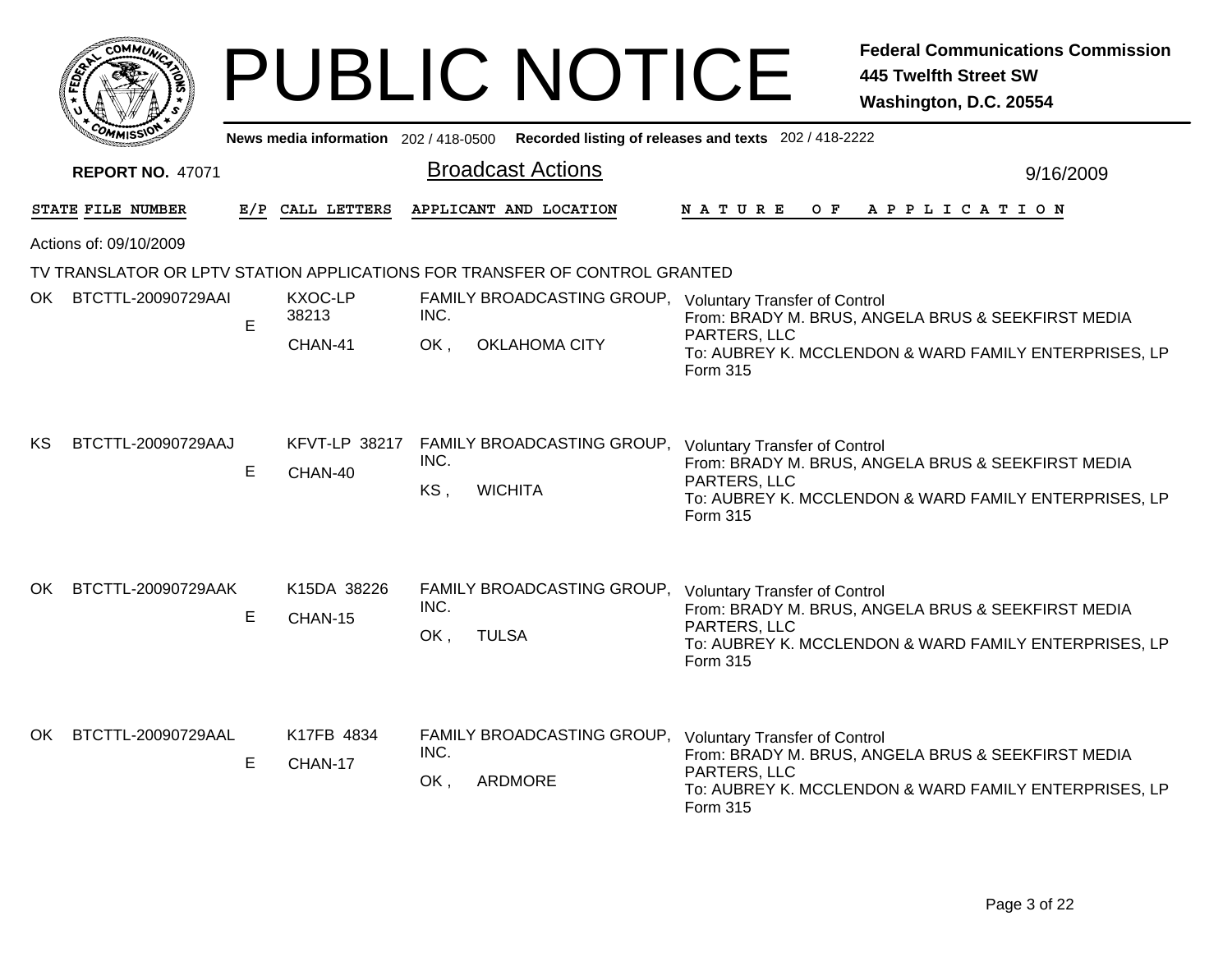# PUBLIC NOTICE

**Federal Communications Commission**
**445 Twelfth Street SW**
**Washington, D.C. 20554**

News media information 202 / 418-0500 Recorded listing of releases and texts 202 / 418-2222

**REPORT NO.** 47071

## Broadcast Actions

9/16/2009

Actions of: 09/10/2009

### TV TRANSLATOR OR LPTV STATION APPLICATIONS FOR TRANSFER OF CONTROL GRANTED

| STATE | FILE NUMBER | E/P | CALL LETTERS | APPLICANT AND LOCATION | NATURE OF APPLICATION |
|---|---|---|---|---|---|
| OK | BTCTTL-20090729AAI | E | KXOC-LP 38213 CHAN-41 | FAMILY BROADCASTING GROUP, INC. OK , OKLAHOMA CITY | Voluntary Transfer of Control From: BRADY M. BRUS, ANGELA BRUS & SEEKFIRST MEDIA PARTERS, LLC To: AUBREY K. MCCLENDON & WARD FAMILY ENTERPRISES, LP Form 315 |
| KS | BTCTTL-20090729AAJ | E | KFVT-LP 38217 CHAN-40 | FAMILY BROADCASTING GROUP, INC. KS , WICHITA | Voluntary Transfer of Control From: BRADY M. BRUS, ANGELA BRUS & SEEKFIRST MEDIA PARTERS, LLC To: AUBREY K. MCCLENDON & WARD FAMILY ENTERPRISES, LP Form 315 |
| OK | BTCTTL-20090729AAK | E | K15DA 38226 CHAN-15 | FAMILY BROADCASTING GROUP, INC. OK , TULSA | Voluntary Transfer of Control From: BRADY M. BRUS, ANGELA BRUS & SEEKFIRST MEDIA PARTERS, LLC To: AUBREY K. MCCLENDON & WARD FAMILY ENTERPRISES, LP Form 315 |
| OK | BTCTTL-20090729AAL | E | K17FB 4834 CHAN-17 | FAMILY BROADCASTING GROUP, INC. OK , ARDMORE | Voluntary Transfer of Control From: BRADY M. BRUS, ANGELA BRUS & SEEKFIRST MEDIA PARTERS, LLC To: AUBREY K. MCCLENDON & WARD FAMILY ENTERPRISES, LP Form 315 |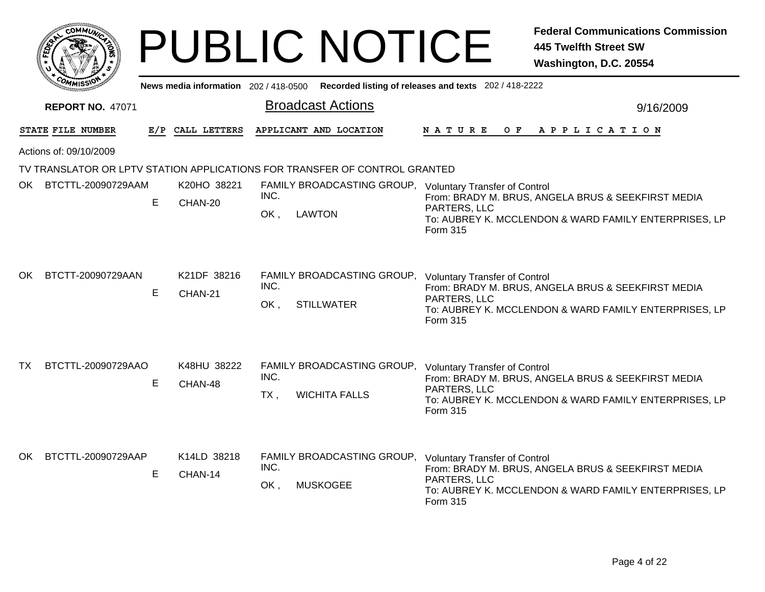# PUBLIC NOTICE

**Federal Communications Commission**
**445 Twelfth Street SW**
**Washington, D.C. 20554**

**News media information** 202 / 418-0500 **Recorded listing of releases and texts** 202 / 418-2222

**REPORT NO.** 47071

## Broadcast Actions

9/16/2009

Actions of: 09/10/2009

TV TRANSLATOR OR LPTV STATION APPLICATIONS FOR TRANSFER OF CONTROL GRANTED

| STATE | FILE NUMBER | E/P | CALL LETTERS | APPLICANT AND LOCATION | NATURE OF APPLICATION |
|---|---|---|---|---|---|
| OK | BTCTTL-20090729AAM | E | K20HO 38221 CHAN-20 | FAMILY BROADCASTING GROUP, INC. OK , LAWTON | Voluntary Transfer of Control From: BRADY M. BRUS, ANGELA BRUS & SEEKFIRST MEDIA PARTERS, LLC To: AUBREY K. MCCLENDON & WARD FAMILY ENTERPRISES, LP Form 315 |
| OK | BTCTT-20090729AAN | E | K21DF 38216 CHAN-21 | FAMILY BROADCASTING GROUP, INC. OK , STILLWATER | Voluntary Transfer of Control From: BRADY M. BRUS, ANGELA BRUS & SEEKFIRST MEDIA PARTERS, LLC To: AUBREY K. MCCLENDON & WARD FAMILY ENTERPRISES, LP Form 315 |
| TX | BTCTTL-20090729AAO | E | K48HU 38222 CHAN-48 | FAMILY BROADCASTING GROUP, INC. TX , WICHITA FALLS | Voluntary Transfer of Control From: BRADY M. BRUS, ANGELA BRUS & SEEKFIRST MEDIA PARTERS, LLC To: AUBREY K. MCCLENDON & WARD FAMILY ENTERPRISES, LP Form 315 |
| OK | BTCTTL-20090729AAP | E | K14LD 38218 CHAN-14 | FAMILY BROADCASTING GROUP, INC. OK , MUSKOGEE | Voluntary Transfer of Control From: BRADY M. BRUS, ANGELA BRUS & SEEKFIRST MEDIA PARTERS, LLC To: AUBREY K. MCCLENDON & WARD FAMILY ENTERPRISES, LP Form 315 |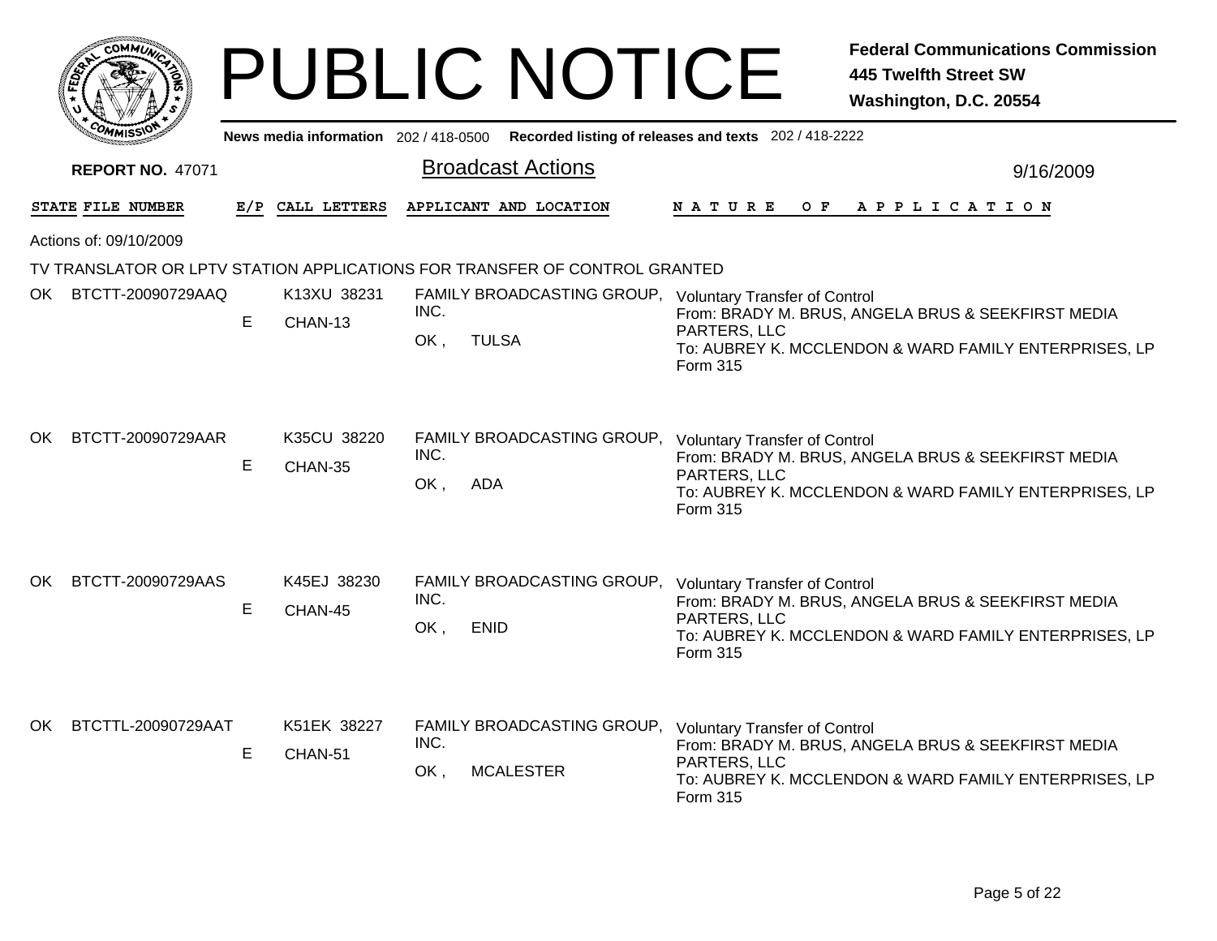# PUBLIC NOTICE

**Federal Communications Commission**
**445 Twelfth Street SW**
**Washington, D.C. 20554**

**News media information** 202 / 418-0500 **Recorded listing of releases and texts** 202 / 418-2222

**REPORT NO.** 47071

## Broadcast Actions

9/16/2009

Actions of: 09/10/2009

### TV TRANSLATOR OR LPTV STATION APPLICATIONS FOR TRANSFER OF CONTROL GRANTED

| STATE | FILE NUMBER | E/P | CALL LETTERS | APPLICANT AND LOCATION | NATURE OF APPLICATION |
|---|---|---|---|---|---|
| OK | BTCTT-20090729AAQ | E | K13XU 38231<br>CHAN-13 | FAMILY BROADCASTING GROUP, INC.<br>OK , TULSA | Voluntary Transfer of Control<br>From: BRADY M. BRUS, ANGELA BRUS & SEEKFIRST MEDIA PARTERS, LLC<br>To: AUBREY K. MCCLENDON & WARD FAMILY ENTERPRISES, LP<br>Form 315 |
| OK | BTCTT-20090729AAR | E | K35CU 38220<br>CHAN-35 | FAMILY BROADCASTING GROUP, INC.<br>OK , ADA | Voluntary Transfer of Control<br>From: BRADY M. BRUS, ANGELA BRUS & SEEKFIRST MEDIA PARTERS, LLC<br>To: AUBREY K. MCCLENDON & WARD FAMILY ENTERPRISES, LP<br>Form 315 |
| OK | BTCTT-20090729AAS | E | K45EJ 38230<br>CHAN-45 | FAMILY BROADCASTING GROUP, INC.<br>OK , ENID | Voluntary Transfer of Control<br>From: BRADY M. BRUS, ANGELA BRUS & SEEKFIRST MEDIA PARTERS, LLC<br>To: AUBREY K. MCCLENDON & WARD FAMILY ENTERPRISES, LP<br>Form 315 |
| OK | BTCTTL-20090729AAT | E | K51EK 38227<br>CHAN-51 | FAMILY BROADCASTING GROUP, INC.<br>OK , MCALESTER | Voluntary Transfer of Control<br>From: BRADY M. BRUS, ANGELA BRUS & SEEKFIRST MEDIA PARTERS, LLC<br>To: AUBREY K. MCCLENDON & WARD FAMILY ENTERPRISES, LP<br>Form 315 |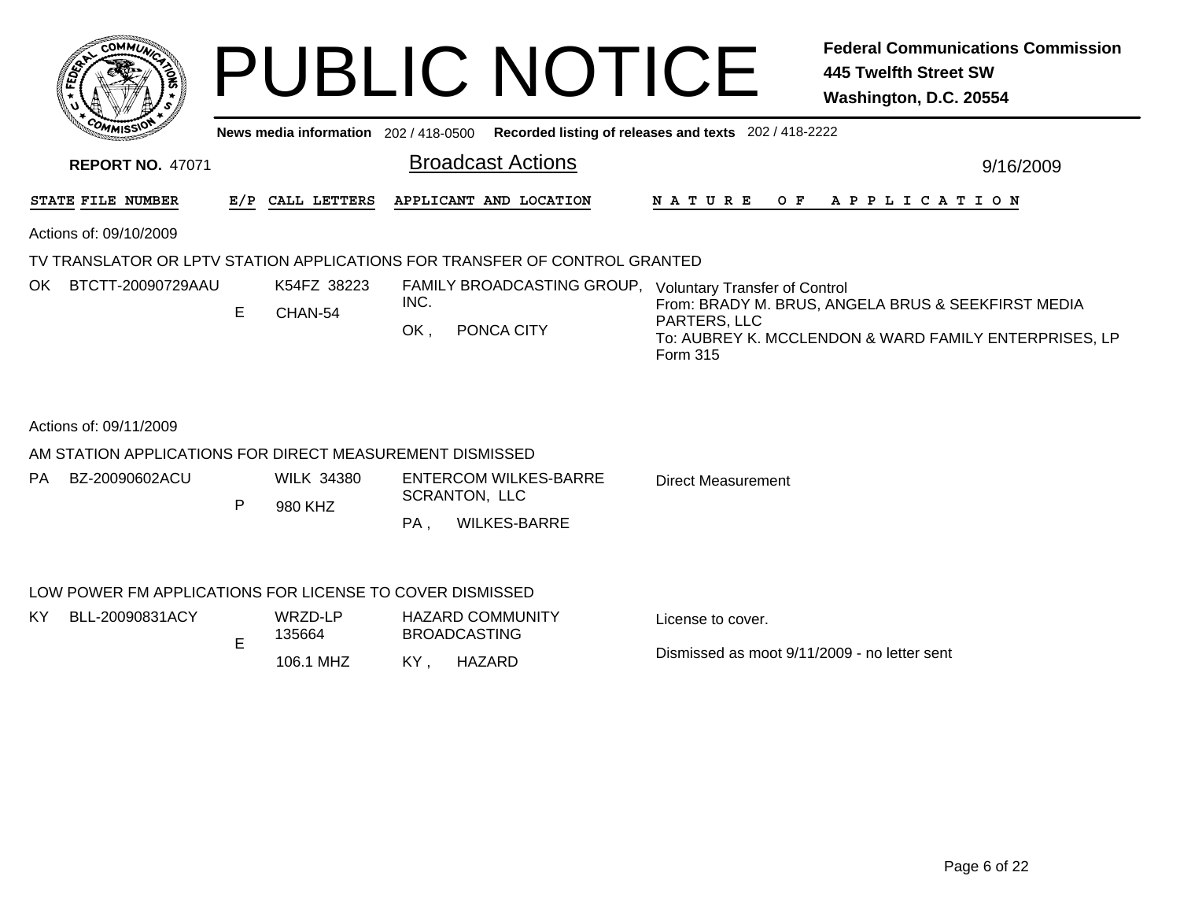# PUBLIC NOTICE

**Federal Communications Commission**
**445 Twelfth Street SW**
**Washington, D.C. 20554**

News media information 202 / 418-0500 **Recorded listing of releases and texts** 202 / 418-2222

**REPORT NO.** 47071

## Broadcast Actions

9/16/2009

| STATE | FILE NUMBER | E/P | CALL LETTERS | APPLICANT AND LOCATION | NATURE OF APPLICATION |
|---|---|---|---|---|---|

Actions of: 09/10/2009

### TV TRANSLATOR OR LPTV STATION APPLICATIONS FOR TRANSFER OF CONTROL GRANTED

| STATE | FILE NUMBER | E/P | CALL LETTERS | APPLICANT AND LOCATION | NATURE OF APPLICATION |
|---|---|---|---|---|---|
| OK | BTCTT-20090729AAU | E | K54FZ 38223<br>CHAN-54 | FAMILY BROADCASTING GROUP, INC.<br>OK , PONCA CITY | Voluntary Transfer of Control<br>From: BRADY M. BRUS, ANGELA BRUS & SEEKFIRST MEDIA PARTERS, LLC<br>To: AUBREY K. MCCLENDON & WARD FAMILY ENTERPRISES, LP<br>Form 315 |

Actions of: 09/11/2009

### AM STATION APPLICATIONS FOR DIRECT MEASUREMENT DISMISSED

| STATE | FILE NUMBER | E/P | CALL LETTERS | APPLICANT AND LOCATION | NATURE OF APPLICATION |
|---|---|---|---|---|---|
| PA | BZ-20090602ACU | P | WILK 34380<br>980 KHZ | ENTERCOM WILKES-BARRE SCRANTON, LLC<br>PA , WILKES-BARRE | Direct Measurement |

### LOW POWER FM APPLICATIONS FOR LICENSE TO COVER DISMISSED

| STATE | FILE NUMBER | E/P | CALL LETTERS | APPLICANT AND LOCATION | NATURE OF APPLICATION |
|---|---|---|---|---|---|
| KY | BLL-20090831ACY | E | WRZD-LP 135664<br>106.1 MHZ | HAZARD COMMUNITY BROADCASTING<br>KY , HAZARD | License to cover.<br><br>Dismissed as moot 9/11/2009 - no letter sent |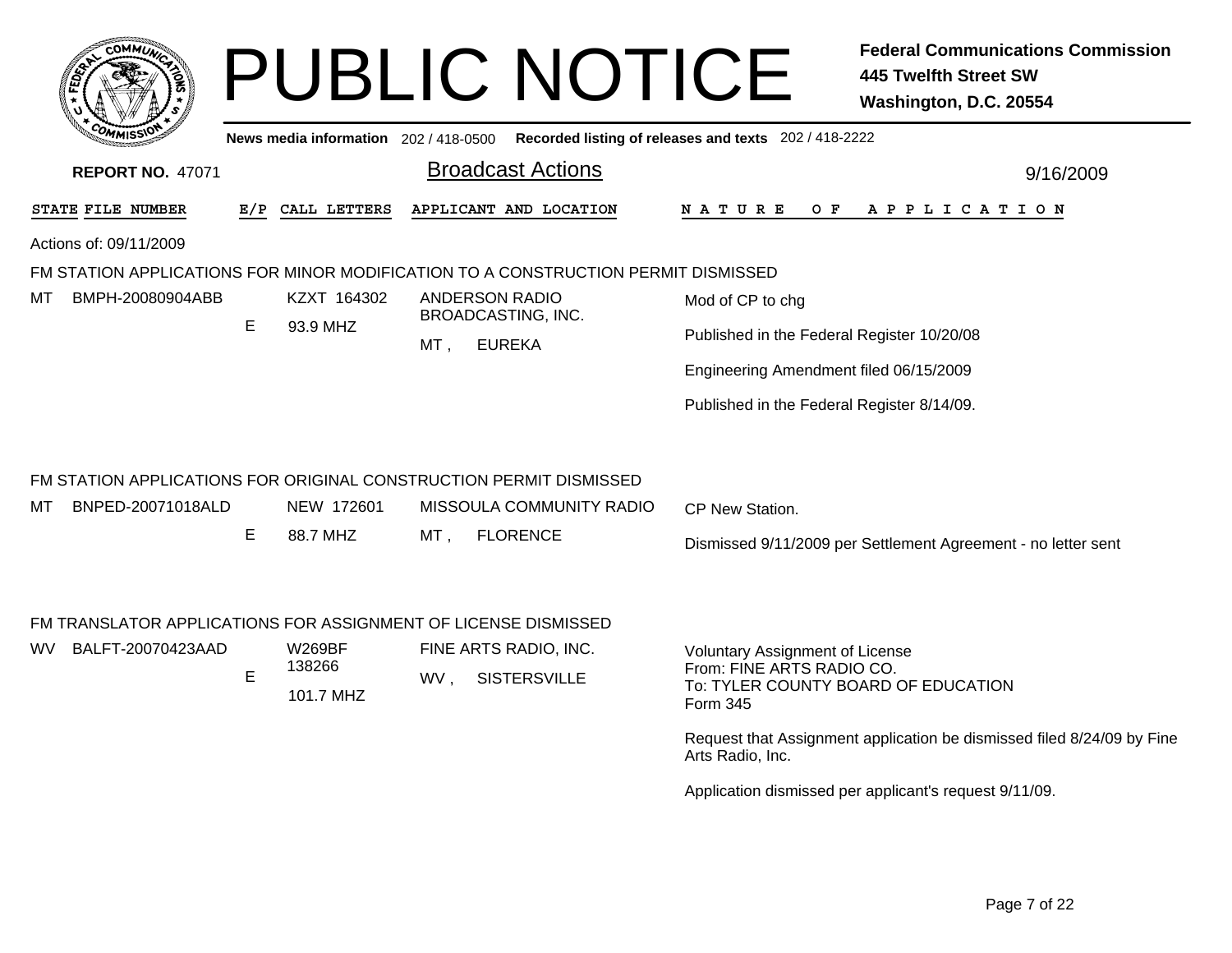# PUBLIC NOTICE

**Federal Communications Commission**
**445 Twelfth Street SW**
**Washington, D.C. 20554**

**News media information** 202 / 418-0500 **Recorded listing of releases and texts** 202 / 418-2222

**REPORT NO.** 47071

## Broadcast Actions

9/16/2009

| STATE | FILE NUMBER | E/P | CALL LETTERS | APPLICANT AND LOCATION | NATURE OF APPLICATION |
|---|---|---|---|---|---|

Actions of: 09/11/2009

### FM STATION APPLICATIONS FOR MINOR MODIFICATION TO A CONSTRUCTION PERMIT DISMISSED

| STATE | FILE NUMBER | E/P | CALL LETTERS | APPLICANT AND LOCATION | NATURE OF APPLICATION |
|---|---|---|---|---|---|
| MT | BMPH-20080904ABB | E | KZXT 164302<br>93.9 MHZ | ANDERSON RADIO BROADCASTING, INC.<br>MT , EUREKA | Mod of CP to chg<br><br>Published in the Federal Register 10/20/08<br><br>Engineering Amendment filed 06/15/2009<br><br>Published in the Federal Register 8/14/09. |

### FM STATION APPLICATIONS FOR ORIGINAL CONSTRUCTION PERMIT DISMISSED

| STATE | FILE NUMBER | E/P | CALL LETTERS | APPLICANT AND LOCATION | NATURE OF APPLICATION |
|---|---|---|---|---|---|
| MT | BNPED-20071018ALD | E | NEW 172601<br>88.7 MHZ | MISSOULA COMMUNITY RADIO<br>MT , FLORENCE | CP New Station.<br><br>Dismissed 9/11/2009 per Settlement Agreement - no letter sent |

### FM TRANSLATOR APPLICATIONS FOR ASSIGNMENT OF LICENSE DISMISSED

| STATE | FILE NUMBER | E/P | CALL LETTERS | APPLICANT AND LOCATION | NATURE OF APPLICATION |
|---|---|---|---|---|---|
| WV | BALFT-20070423AAD | E | W269BF 138266<br>101.7 MHZ | FINE ARTS RADIO, INC.<br>WV , SISTERSVILLE | Voluntary Assignment of License<br>From: FINE ARTS RADIO CO.<br>To: TYLER COUNTY BOARD OF EDUCATION<br>Form 345<br><br>Request that Assignment application be dismissed filed 8/24/09 by Fine Arts Radio, Inc.<br><br>Application dismissed per applicant's request 9/11/09. |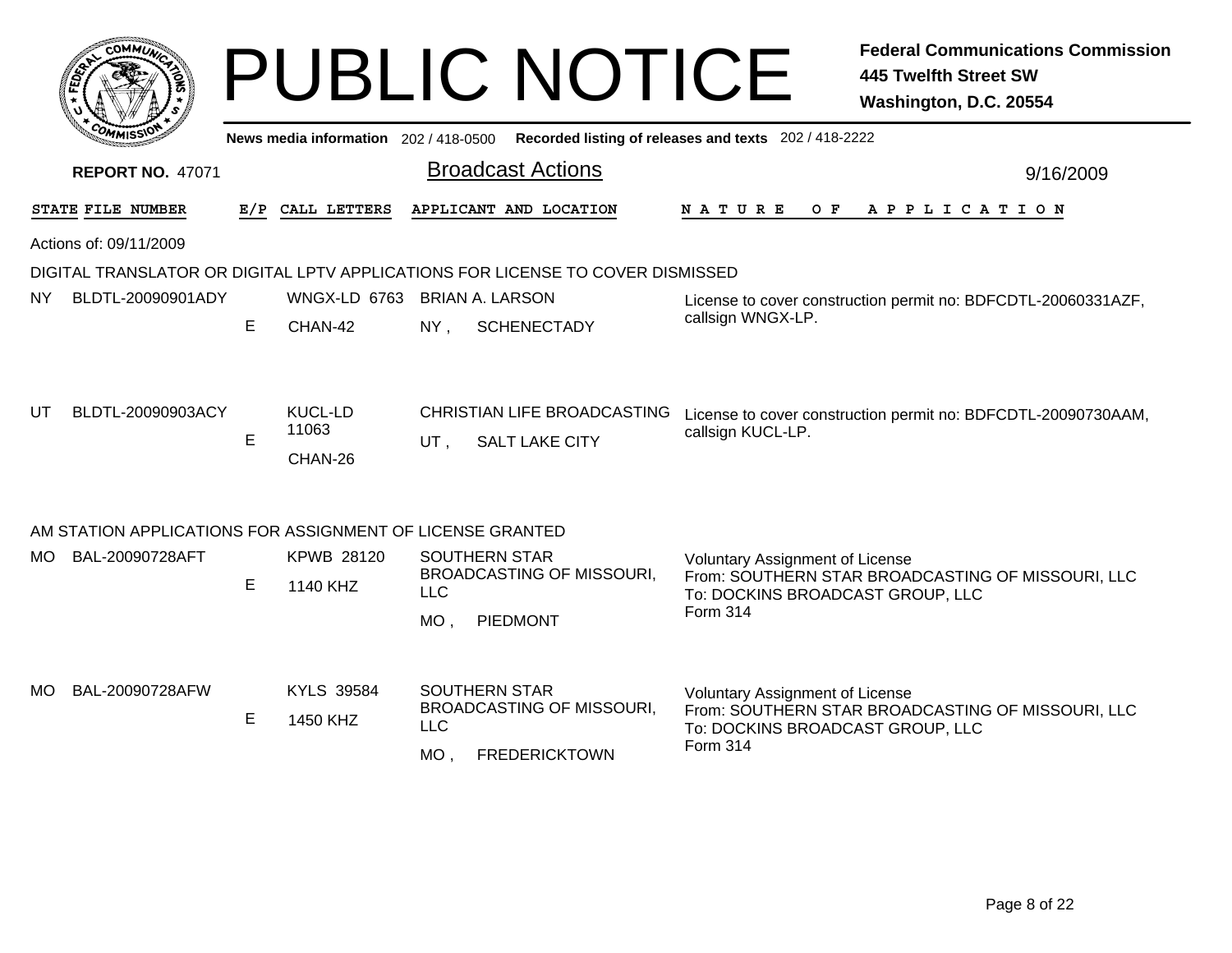# PUBLIC NOTICE

**Federal Communications Commission**
**445 Twelfth Street SW**
**Washington, D.C. 20554**

News media information 202 / 418-0500 Recorded listing of releases and texts 202 / 418-2222

**REPORT NO. 47071**

## Broadcast Actions

9/16/2009

Actions of: 09/11/2009

### DIGITAL TRANSLATOR OR DIGITAL LPTV APPLICATIONS FOR LICENSE TO COVER DISMISSED

| STATE | FILE NUMBER | E/P | CALL LETTERS | APPLICANT AND LOCATION | NATURE OF APPLICATION |
|---|---|---|---|---|---|
| NY | BLDTL-20090901ADY | E | WNGX-LD 6763 CHAN-42 | BRIAN A. LARSON NY , SCHENECTADY | License to cover construction permit no: BDFCDTL-20060331AZF, callsign WNGX-LP. |
| UT | BLDTL-20090903ACY | E | KUCL-LD 11063 CHAN-26 | CHRISTIAN LIFE BROADCASTING UT , SALT LAKE CITY | License to cover construction permit no: BDFCDTL-20090730AAM, callsign KUCL-LP. |

### AM STATION APPLICATIONS FOR ASSIGNMENT OF LICENSE GRANTED

| STATE | FILE NUMBER | E/P | CALL LETTERS | APPLICANT AND LOCATION | NATURE OF APPLICATION |
|---|---|---|---|---|---|
| MO | BAL-20090728AFT | E | KPWB 28120 1140 KHZ | SOUTHERN STAR BROADCASTING OF MISSOURI, LLC MO , PIEDMONT | Voluntary Assignment of License From: SOUTHERN STAR BROADCASTING OF MISSOURI, LLC To: DOCKINS BROADCAST GROUP, LLC Form 314 |
| MO | BAL-20090728AFW | E | KYLS 39584 1450 KHZ | SOUTHERN STAR BROADCASTING OF MISSOURI, LLC MO , FREDERICKTOWN | Voluntary Assignment of License From: SOUTHERN STAR BROADCASTING OF MISSOURI, LLC To: DOCKINS BROADCAST GROUP, LLC Form 314 |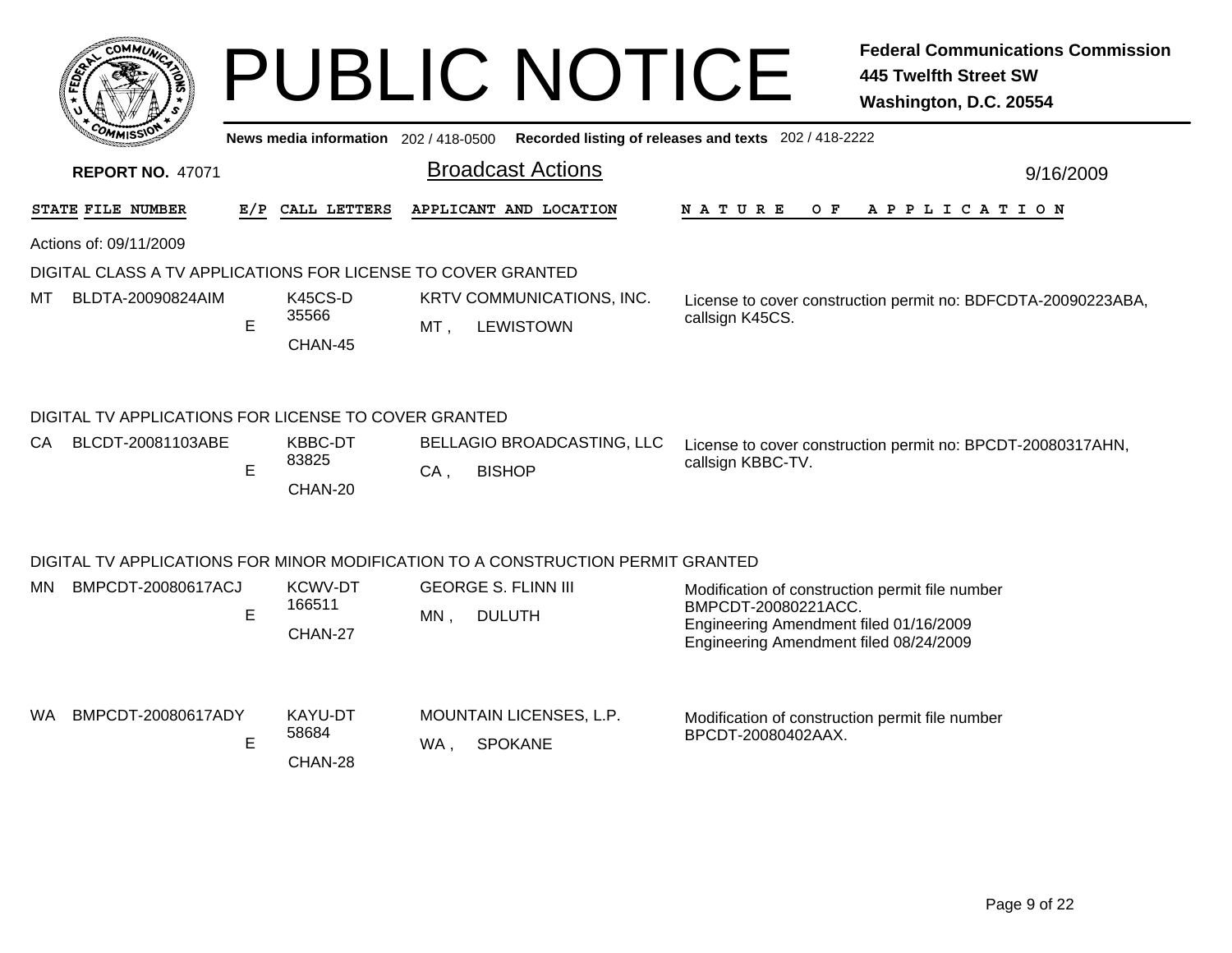# PUBLIC NOTICE

**Federal Communications Commission**
**445 Twelfth Street SW**
**Washington, D.C. 20554**

News media information 202 / 418-0500 Recorded listing of releases and texts 202 / 418-2222

**REPORT NO.** 47071

## Broadcast Actions

9/16/2009

Actions of: 09/11/2009

### DIGITAL CLASS A TV APPLICATIONS FOR LICENSE TO COVER GRANTED

| STATE | FILE NUMBER | E/P | CALL LETTERS | APPLICANT AND LOCATION | NATURE OF APPLICATION |
|---|---|---|---|---|---|
| MT | BLDTA-20090824AIM | E | K45CS-D 35566 CHAN-45 | KRTV COMMUNICATIONS, INC. MT , LEWISTOWN | License to cover construction permit no: BDFCDTA-20090223ABA, callsign K45CS. |

### DIGITAL TV APPLICATIONS FOR LICENSE TO COVER GRANTED

| STATE | FILE NUMBER | E/P | CALL LETTERS | APPLICANT AND LOCATION | NATURE OF APPLICATION |
|---|---|---|---|---|---|
| CA | BLCDT-20081103ABE | E | KBBC-DT 83825 CHAN-20 | BELLAGIO BROADCASTING, LLC CA , BISHOP | License to cover construction permit no: BPCDT-20080317AHN, callsign KBBC-TV. |

### DIGITAL TV APPLICATIONS FOR MINOR MODIFICATION TO A CONSTRUCTION PERMIT GRANTED

| STATE | FILE NUMBER | E/P | CALL LETTERS | APPLICANT AND LOCATION | NATURE OF APPLICATION |
|---|---|---|---|---|---|
| MN | BMPCDT-20080617ACJ | E | KCWV-DT 166511 CHAN-27 | GEORGE S. FLINN III MN , DULUTH | Modification of construction permit file number BMPCDT-20080221ACC. Engineering Amendment filed 01/16/2009 Engineering Amendment filed 08/24/2009 |
| WA | BMPCDT-20080617ADY | E | KAYU-DT 58684 CHAN-28 | MOUNTAIN LICENSES, L.P. WA , SPOKANE | Modification of construction permit file number BPCDT-20080402AAX. |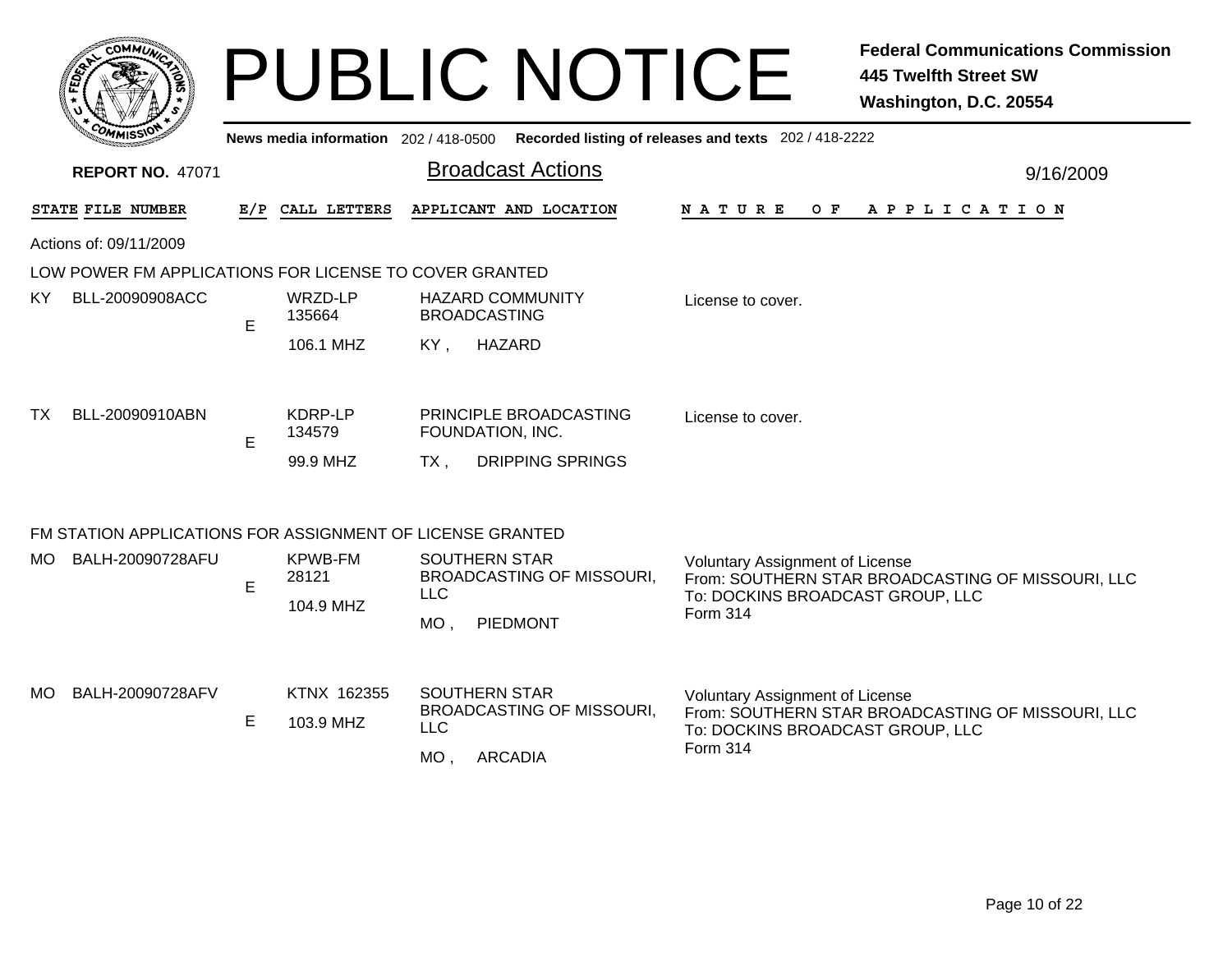# PUBLIC NOTICE

**Federal Communications Commission**
**445 Twelfth Street SW**
**Washington, D.C. 20554**

News media information 202 / 418-0500    Recorded listing of releases and texts 202 / 418-2222

**REPORT NO.** 47071

## Broadcast Actions

9/16/2009

Actions of: 09/11/2009

### LOW POWER FM APPLICATIONS FOR LICENSE TO COVER GRANTED

| STATE | FILE NUMBER | E/P | CALL LETTERS | APPLICANT AND LOCATION | NATURE OF APPLICATION |
|---|---|---|---|---|---|
| KY | BLL-20090908ACC | E | WRZD-LP 135664 106.1 MHZ | HAZARD COMMUNITY BROADCASTING KY , HAZARD | License to cover. |
| TX | BLL-20090910ABN | E | KDRP-LP 134579 99.9 MHZ | PRINCIPLE BROADCASTING FOUNDATION, INC. TX , DRIPPING SPRINGS | License to cover. |

### FM STATION APPLICATIONS FOR ASSIGNMENT OF LICENSE GRANTED

| STATE | FILE NUMBER | E/P | CALL LETTERS | APPLICANT AND LOCATION | NATURE OF APPLICATION |
|---|---|---|---|---|---|
| MO | BALH-20090728AFU | E | KPWB-FM 28121 104.9 MHZ | SOUTHERN STAR BROADCASTING OF MISSOURI, LLC MO , PIEDMONT | Voluntary Assignment of License From: SOUTHERN STAR BROADCASTING OF MISSOURI, LLC To: DOCKINS BROADCAST GROUP, LLC Form 314 |
| MO | BALH-20090728AFV | E | KTNX 162355 103.9 MHZ | SOUTHERN STAR BROADCASTING OF MISSOURI, LLC MO , ARCADIA | Voluntary Assignment of License From: SOUTHERN STAR BROADCASTING OF MISSOURI, LLC To: DOCKINS BROADCAST GROUP, LLC Form 314 |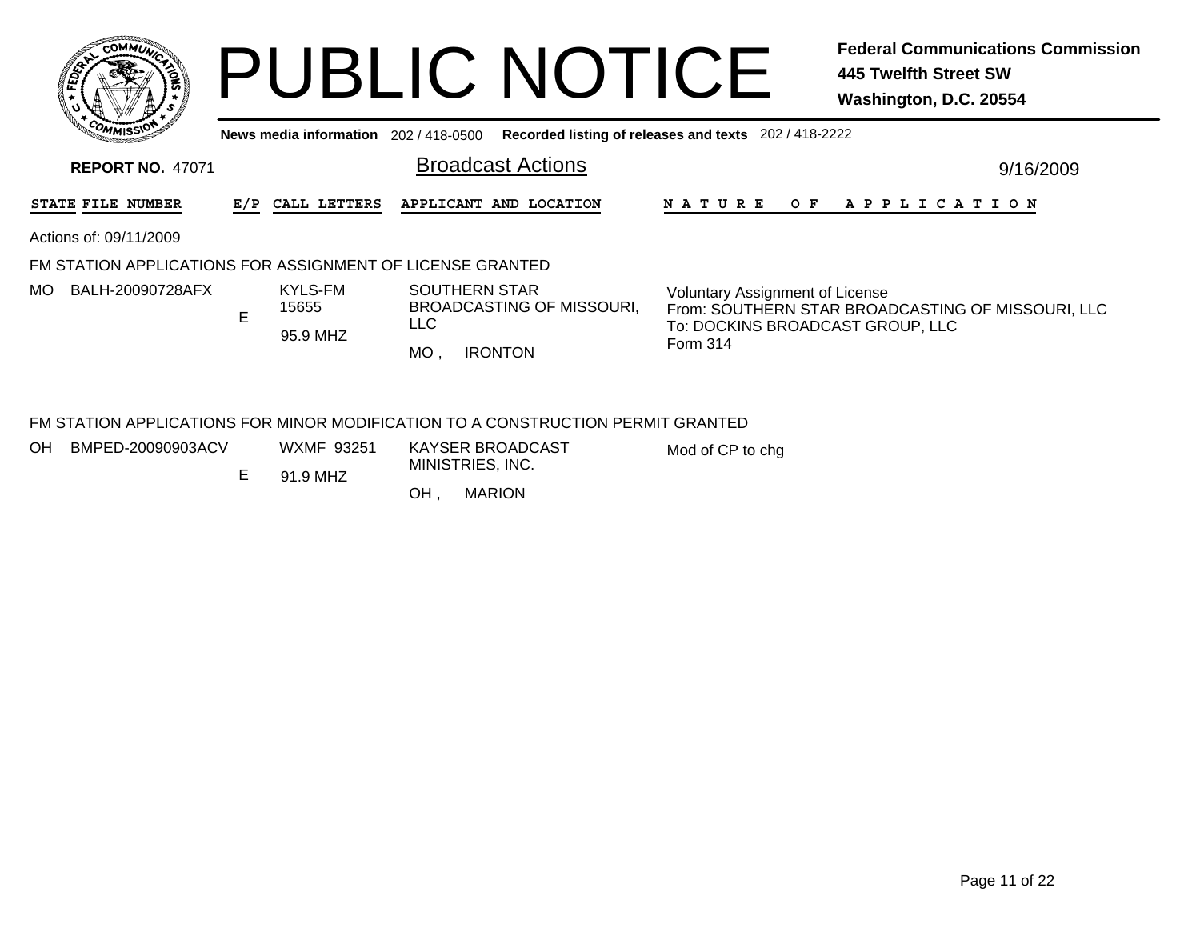# PUBLIC NOTICE

**Federal Communications Commission**
**445 Twelfth Street SW**
**Washington, D.C. 20554**

**News media information** 202 / 418-0500 **Recorded listing of releases and texts** 202 / 418-2222

**REPORT NO.** 47071

## Broadcast Actions

9/16/2009

| STATE | FILE NUMBER | E/P | CALL LETTERS | APPLICANT AND LOCATION | NATURE OF APPLICATION |
|---|---|---|---|---|---|

Actions of: 09/11/2009

### FM STATION APPLICATIONS FOR ASSIGNMENT OF LICENSE GRANTED

| STATE | FILE NUMBER | E/P | CALL LETTERS | APPLICANT AND LOCATION | NATURE OF APPLICATION |
|---|---|---|---|---|---|
| MO | BALH-20090728AFX | E | KYLS-FM 15655 95.9 MHZ | SOUTHERN STAR BROADCASTING OF MISSOURI, LLC MO , IRONTON | Voluntary Assignment of License From: SOUTHERN STAR BROADCASTING OF MISSOURI, LLC To: DOCKINS BROADCAST GROUP, LLC Form 314 |

### FM STATION APPLICATIONS FOR MINOR MODIFICATION TO A CONSTRUCTION PERMIT GRANTED

| STATE | FILE NUMBER | E/P | CALL LETTERS | APPLICANT AND LOCATION | NATURE OF APPLICATION |
|---|---|---|---|---|---|
| OH | BMPED-20090903ACV | E | WXMF 93251 91.9 MHZ | KAYSER BROADCAST MINISTRIES, INC. OH , MARION | Mod of CP to chg |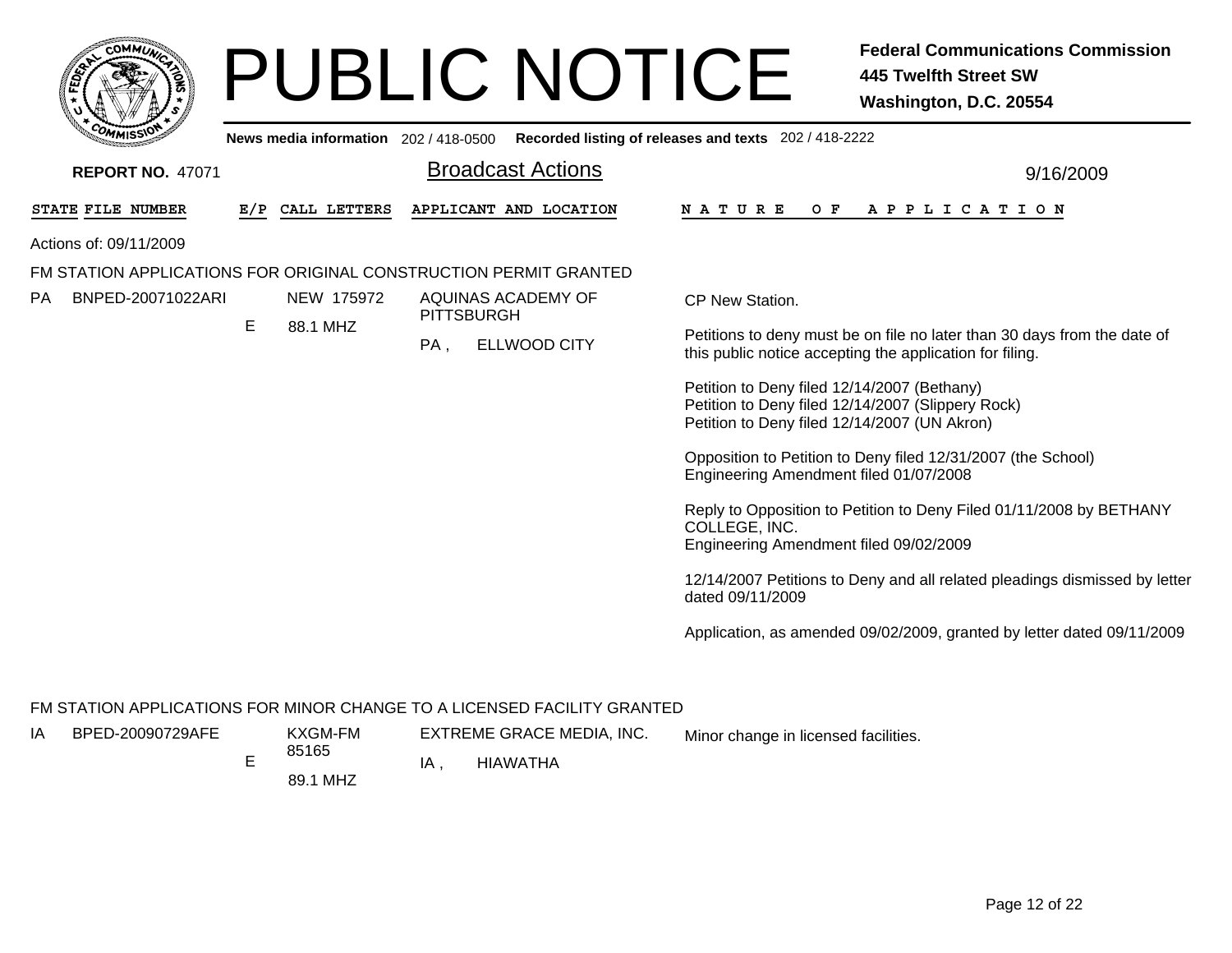# PUBLIC NOTICE

**Federal Communications Commission**
**445 Twelfth Street SW**
**Washington, D.C. 20554**

News media information 202 / 418-0500 **Recorded listing of releases and texts** 202 / 418-2222

**REPORT NO.** 47071

## Broadcast Actions

9/16/2009

| STATE | FILE NUMBER | E/P | CALL LETTERS | APPLICANT AND LOCATION | NATURE OF APPLICATION |
|---|---|---|---|---|---|

Actions of: 09/11/2009

### FM STATION APPLICATIONS FOR ORIGINAL CONSTRUCTION PERMIT GRANTED

| STATE | FILE NUMBER | E/P | CALL LETTERS | APPLICANT AND LOCATION | NATURE OF APPLICATION |
|---|---|---|---|---|---|
| PA | BNPED-20071022ARI | E | NEW 175972<br>88.1 MHZ | AQUINAS ACADEMY OF PITTSBURGH<br>PA , ELLWOOD CITY | CP New Station.<br><br>Petitions to deny must be on file no later than 30 days from the date of this public notice accepting the application for filing.<br><br>Petition to Deny filed 12/14/2007 (Bethany)<br>Petition to Deny filed 12/14/2007 (Slippery Rock)<br>Petition to Deny filed 12/14/2007 (UN Akron)<br><br>Opposition to Petition to Deny filed 12/31/2007 (the School)<br>Engineering Amendment filed 01/07/2008<br><br>Reply to Opposition to Petition to Deny Filed 01/11/2008 by BETHANY COLLEGE, INC.<br>Engineering Amendment filed 09/02/2009<br><br>12/14/2007 Petitions to Deny and all related pleadings dismissed by letter dated 09/11/2009<br><br>Application, as amended 09/02/2009, granted by letter dated 09/11/2009 |

### FM STATION APPLICATIONS FOR MINOR CHANGE TO A LICENSED FACILITY GRANTED

| STATE | FILE NUMBER | E/P | CALL LETTERS | APPLICANT AND LOCATION | NATURE OF APPLICATION |
|---|---|---|---|---|---|
| IA | BPED-20090729AFE | E | KXGM-FM<br>85165<br>89.1 MHZ | EXTREME GRACE MEDIA, INC.<br>IA , HIAWATHA | Minor change in licensed facilities. |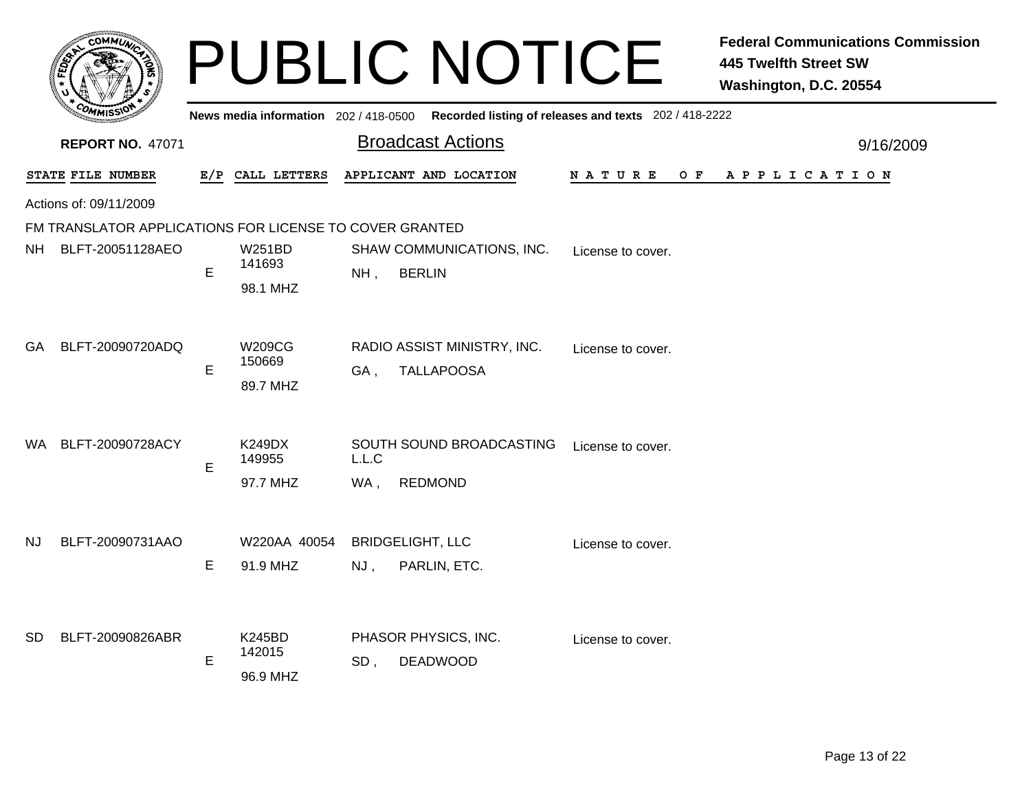# PUBLIC NOTICE

**Federal Communications Commission**
**445 Twelfth Street SW**
**Washington, D.C. 20554**

**News media information** 202 / 418-0500 **Recorded listing of releases and texts** 202 / 418-2222

**REPORT NO.** 47071

## Broadcast Actions

9/16/2009

Actions of: 09/11/2009

FM TRANSLATOR APPLICATIONS FOR LICENSE TO COVER GRANTED

| STATE | FILE NUMBER | E/P | CALL LETTERS | APPLICANT AND LOCATION | NATURE OF APPLICATION |
|---|---|---|---|---|---|
| NH | BLFT-20051128AEO | E | W251BD 141693 98.1 MHZ | SHAW COMMUNICATIONS, INC. NH , BERLIN | License to cover. |
| GA | BLFT-20090720ADQ | E | W209CG 150669 89.7 MHZ | RADIO ASSIST MINISTRY, INC. GA , TALLAPOOSA | License to cover. |
| WA | BLFT-20090728ACY | E | K249DX 149955 97.7 MHZ | SOUTH SOUND BROADCASTING L.L.C WA , REDMOND | License to cover. |
| NJ | BLFT-20090731AAO | E | W220AA 40054 91.9 MHZ | BRIDGELIGHT, LLC NJ , PARLIN, ETC. | License to cover. |
| SD | BLFT-20090826ABR | E | K245BD 142015 96.9 MHZ | PHASOR PHYSICS, INC. SD , DEADWOOD | License to cover. |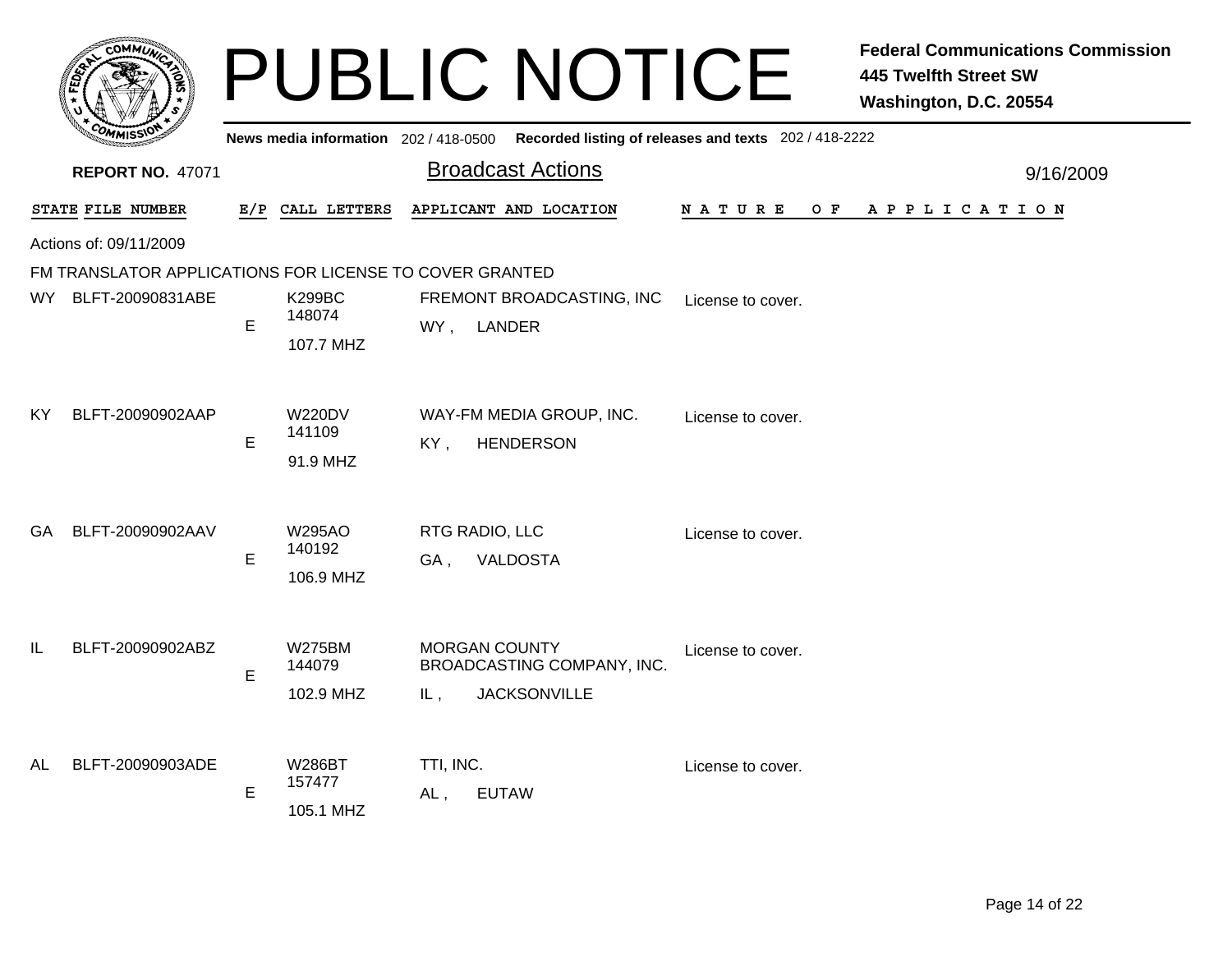# PUBLIC NOTICE

**Federal Communications Commission**
**445 Twelfth Street SW**
**Washington, D.C. 20554**

News media information 202 / 418-0500 Recorded listing of releases and texts 202 / 418-2222

**REPORT NO.** 47071

## Broadcast Actions

9/16/2009

Actions of: 09/11/2009

FM TRANSLATOR APPLICATIONS FOR LICENSE TO COVER GRANTED

| STATE | FILE NUMBER | E/P | CALL LETTERS | APPLICANT AND LOCATION | NATURE OF APPLICATION |
|---|---|---|---|---|---|
| WY | BLFT-20090831ABE | E | K299BC 148074 107.7 MHZ | FREMONT BROADCASTING, INC WY , LANDER | License to cover. |
| KY | BLFT-20090902AAP | E | W220DV 141109 91.9 MHZ | WAY-FM MEDIA GROUP, INC. KY , HENDERSON | License to cover. |
| GA | BLFT-20090902AAV | E | W295AO 140192 106.9 MHZ | RTG RADIO, LLC GA , VALDOSTA | License to cover. |
| IL | BLFT-20090902ABZ | E | W275BM 144079 102.9 MHZ | MORGAN COUNTY BROADCASTING COMPANY, INC. IL , JACKSONVILLE | License to cover. |
| AL | BLFT-20090903ADE | E | W286BT 157477 105.1 MHZ | TTI, INC. AL , EUTAW | License to cover. |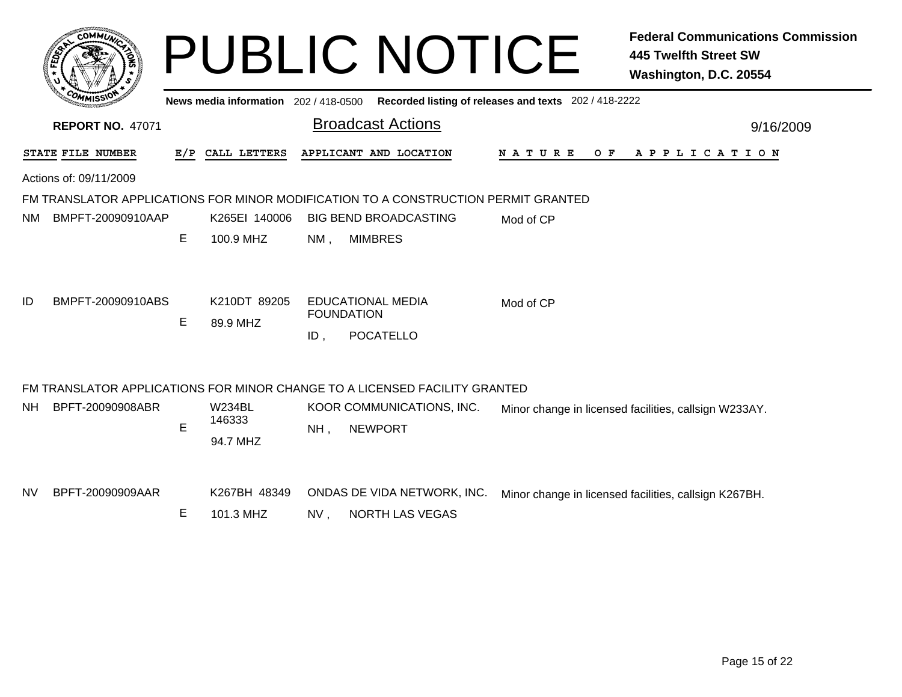# PUBLIC NOTICE

**Federal Communications Commission**
**445 Twelfth Street SW**
**Washington, D.C. 20554**

**News media information** 202 / 418-0500 **Recorded listing of releases and texts** 202 / 418-2222

**REPORT NO.** 47071

## Broadcast Actions

9/16/2009

Actions of: 09/11/2009

### FM TRANSLATOR APPLICATIONS FOR MINOR MODIFICATION TO A CONSTRUCTION PERMIT GRANTED

| STATE | FILE NUMBER | E/P | CALL LETTERS | APPLICANT AND LOCATION | NATURE OF APPLICATION |
|---|---|---|---|---|---|
| NM | BMPFT-20090910AAP | E | K265EI 140006<br>100.9 MHZ | BIG BEND BROADCASTING<br>NM , MIMBRES | Mod of CP |
| ID | BMPFT-20090910ABS | E | K210DT 89205<br>89.9 MHZ | EDUCATIONAL MEDIA FOUNDATION<br>ID , POCATELLO | Mod of CP |

### FM TRANSLATOR APPLICATIONS FOR MINOR CHANGE TO A LICENSED FACILITY GRANTED

| STATE | FILE NUMBER | E/P | CALL LETTERS | APPLICANT AND LOCATION | NATURE OF APPLICATION |
|---|---|---|---|---|---|
| NH | BPFT-20090908ABR | E | W234BL 146333<br>94.7 MHZ | KOOR COMMUNICATIONS, INC.<br>NH , NEWPORT | Minor change in licensed facilities, callsign W233AY. |
| NV | BPFT-20090909AAR | E | K267BH 48349<br>101.3 MHZ | ONDAS DE VIDA NETWORK, INC.<br>NV , NORTH LAS VEGAS | Minor change in licensed facilities, callsign K267BH. |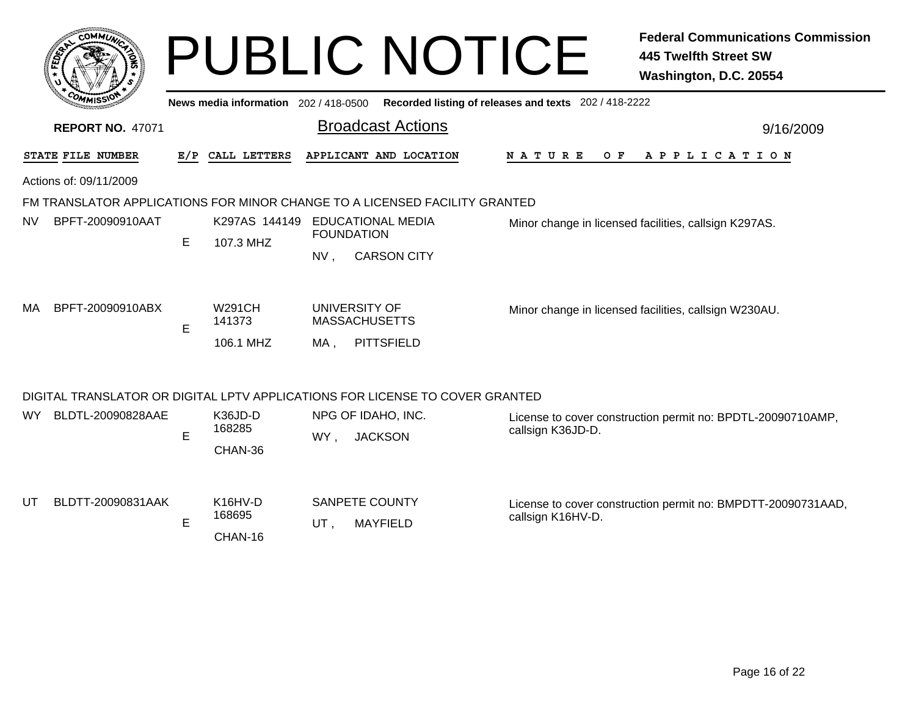# PUBLIC NOTICE

**Federal Communications Commission**
**445 Twelfth Street SW**
**Washington, D.C. 20554**

**News media information** 202 / 418-0500 **Recorded listing of releases and texts** 202 / 418-2222

**REPORT NO.** 47071

## Broadcast Actions

9/16/2009

| STATE | FILE NUMBER | E/P | CALL LETTERS | APPLICANT AND LOCATION | NATURE OF APPLICATION |
|---|---|---|---|---|---|

Actions of: 09/11/2009

### FM TRANSLATOR APPLICATIONS FOR MINOR CHANGE TO A LICENSED FACILITY GRANTED

| STATE | FILE NUMBER | E/P | CALL LETTERS | APPLICANT AND LOCATION | NATURE OF APPLICATION |
|---|---|---|---|---|---|
| NV | BPFT-20090910AAT | E | K297AS 144149<br>107.3 MHZ | EDUCATIONAL MEDIA FOUNDATION<br>NV , CARSON CITY | Minor change in licensed facilities, callsign K297AS. |
| MA | BPFT-20090910ABX | E | W291CH 141373<br>106.1 MHZ | UNIVERSITY OF MASSACHUSETTS<br>MA , PITTSFIELD | Minor change in licensed facilities, callsign W230AU. |

### DIGITAL TRANSLATOR OR DIGITAL LPTV APPLICATIONS FOR LICENSE TO COVER GRANTED

| STATE | FILE NUMBER | E/P | CALL LETTERS | APPLICANT AND LOCATION | NATURE OF APPLICATION |
|---|---|---|---|---|---|
| WY | BLDTL-20090828AAE | E | K36JD-D 168285<br>CHAN-36 | NPG OF IDAHO, INC.<br>WY , JACKSON | License to cover construction permit no: BPDTL-20090710AMP, callsign K36JD-D. |
| UT | BLDTT-20090831AAK | E | K16HV-D 168695<br>CHAN-16 | SANPETE COUNTY<br>UT , MAYFIELD | License to cover construction permit no: BMPDTT-20090731AAD, callsign K16HV-D. |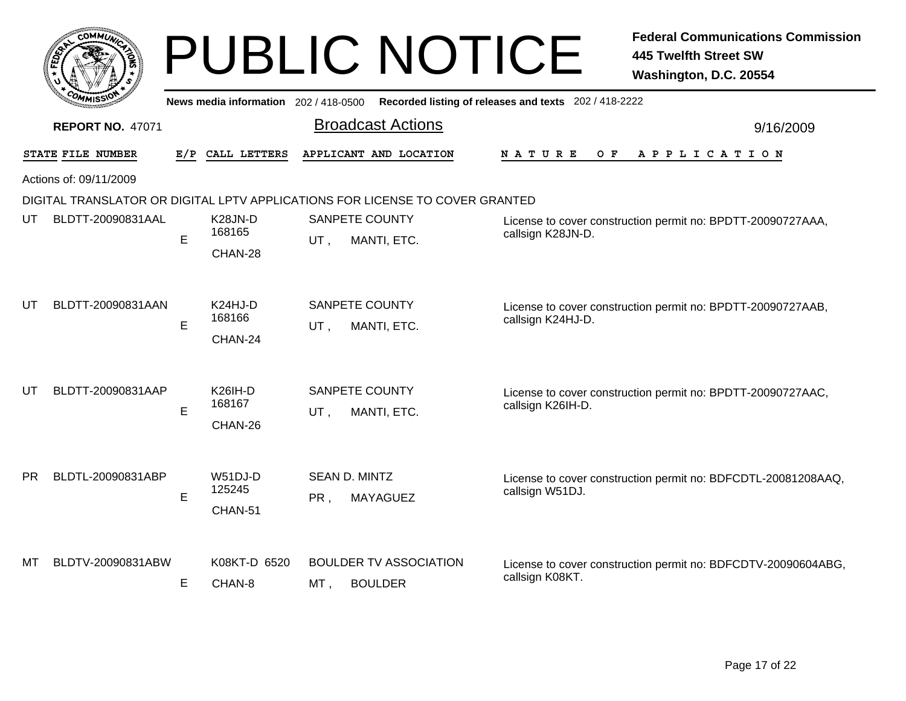# PUBLIC NOTICE

**Federal Communications Commission**
**445 Twelfth Street SW**
**Washington, D.C. 20554**

**News media information** 202 / 418-0500 **Recorded listing of releases and texts** 202 / 418-2222

**REPORT NO.** 47071

## Broadcast Actions

9/16/2009

Actions of: 09/11/2009

DIGITAL TRANSLATOR OR DIGITAL LPTV APPLICATIONS FOR LICENSE TO COVER GRANTED

| STATE | FILE NUMBER | E/P | CALL LETTERS | APPLICANT AND LOCATION | NATURE OF APPLICATION |
|---|---|---|---|---|---|
| UT | BLDTT-20090831AAL | E | K28JN-D 168165 CHAN-28 | SANPETE COUNTY UT , MANTI, ETC. | License to cover construction permit no: BPDTT-20090727AAA, callsign K28JN-D. |
| UT | BLDTT-20090831AAN | E | K24HJ-D 168166 CHAN-24 | SANPETE COUNTY UT , MANTI, ETC. | License to cover construction permit no: BPDTT-20090727AAB, callsign K24HJ-D. |
| UT | BLDTT-20090831AAP | E | K26IH-D 168167 CHAN-26 | SANPETE COUNTY UT , MANTI, ETC. | License to cover construction permit no: BPDTT-20090727AAC, callsign K26IH-D. |
| PR | BLDTL-20090831ABP | E | W51DJ-D 125245 CHAN-51 | SEAN D. MINTZ PR , MAYAGUEZ | License to cover construction permit no: BDFCDTL-20081208AAQ, callsign W51DJ. |
| MT | BLDTV-20090831ABW | E | K08KT-D 6520 CHAN-8 | BOULDER TV ASSOCIATION MT , BOULDER | License to cover construction permit no: BDFCDTV-20090604ABG, callsign K08KT. |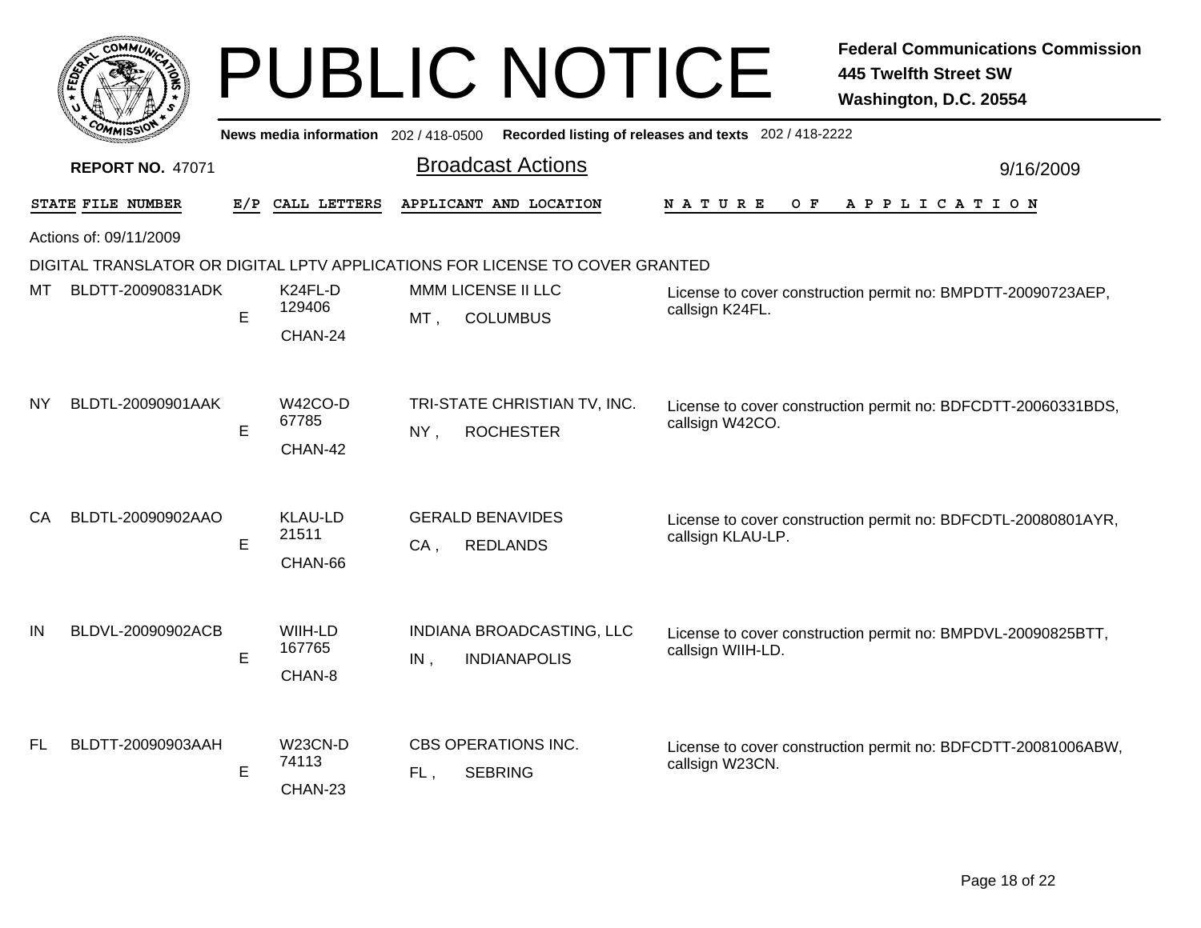# PUBLIC NOTICE

**Federal Communications Commission**
**445 Twelfth Street SW**
**Washington, D.C. 20554**

**News media information** 202 / 418-0500 **Recorded listing of releases and texts** 202 / 418-2222

**REPORT NO.** 47071

## Broadcast Actions

9/16/2009

Actions of: 09/11/2009

DIGITAL TRANSLATOR OR DIGITAL LPTV APPLICATIONS FOR LICENSE TO COVER GRANTED

| STATE | FILE NUMBER | E/P | CALL LETTERS | APPLICANT AND LOCATION | NATURE OF APPLICATION |
|---|---|---|---|---|---|
| MT | BLDTT-20090831ADK | E | K24FL-D 129406 CHAN-24 | MMM LICENSE II LLC MT , COLUMBUS | License to cover construction permit no: BMPDTT-20090723AEP, callsign K24FL. |
| NY | BLDTL-20090901AAK | E | W42CO-D 67785 CHAN-42 | TRI-STATE CHRISTIAN TV, INC. NY , ROCHESTER | License to cover construction permit no: BDFCDTT-20060331BDS, callsign W42CO. |
| CA | BLDTL-20090902AAO | E | KLAU-LD 21511 CHAN-66 | GERALD BENAVIDES CA , REDLANDS | License to cover construction permit no: BDFCDTL-20080801AYR, callsign KLAU-LP. |
| IN | BLDVL-20090902ACB | E | WIIH-LD 167765 CHAN-8 | INDIANA BROADCASTING, LLC IN , INDIANAPOLIS | License to cover construction permit no: BMPDVL-20090825BTT, callsign WIIH-LD. |
| FL | BLDTT-20090903AAH | E | W23CN-D 74113 CHAN-23 | CBS OPERATIONS INC. FL , SEBRING | License to cover construction permit no: BDFCDTT-20081006ABW, callsign W23CN. |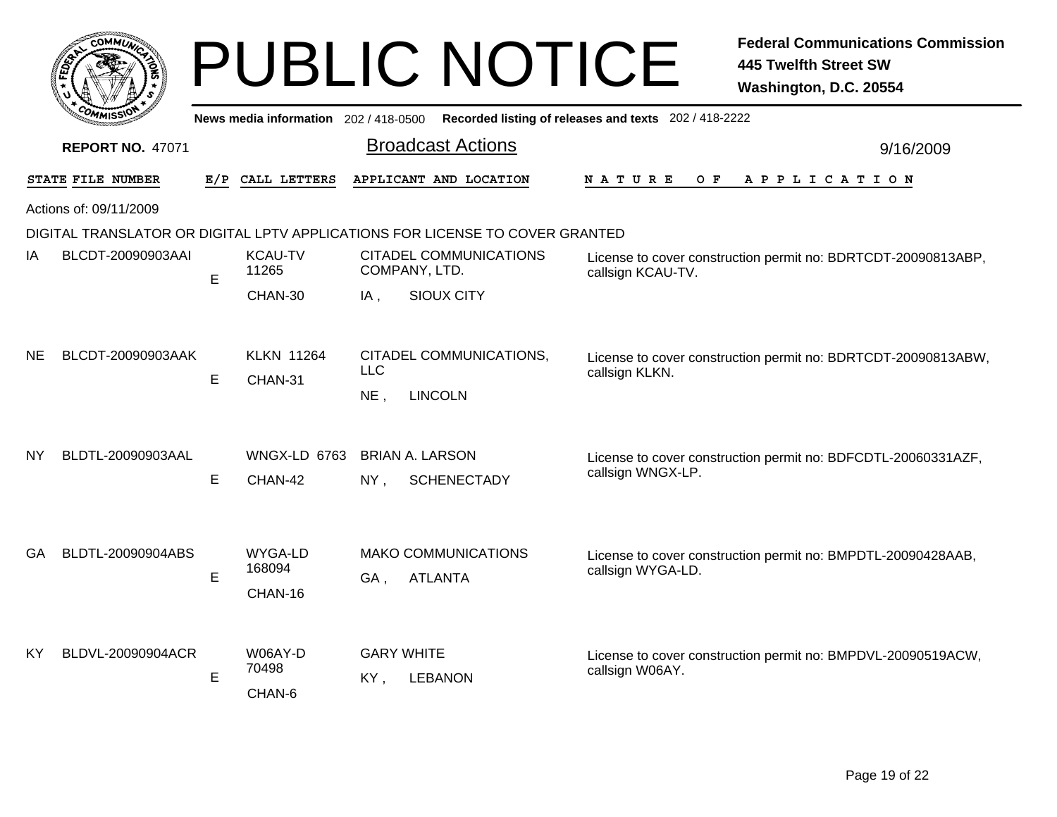# PUBLIC NOTICE

**Federal Communications Commission**
**445 Twelfth Street SW**
**Washington, D.C. 20554**

News media information 202 / 418-0500 Recorded listing of releases and texts 202 / 418-2222

**REPORT NO. 47071**

## Broadcast Actions

9/16/2009

Actions of: 09/11/2009

DIGITAL TRANSLATOR OR DIGITAL LPTV APPLICATIONS FOR LICENSE TO COVER GRANTED

| STATE | FILE NUMBER | E/P | CALL LETTERS | APPLICANT AND LOCATION | NATURE OF APPLICATION |
|---|---|---|---|---|---|
| IA | BLCDT-20090903AAI | E | KCAU-TV 11265 CHAN-30 | CITADEL COMMUNICATIONS COMPANY, LTD. IA , SIOUX CITY | License to cover construction permit no: BDRTCDT-20090813ABP, callsign KCAU-TV. |
| NE | BLCDT-20090903AAK | E | KLKN 11264 CHAN-31 | CITADEL COMMUNICATIONS, LLC NE , LINCOLN | License to cover construction permit no: BDRTCDT-20090813ABW, callsign KLKN. |
| NY | BLDTL-20090903AAL | E | WNGX-LD 6763 CHAN-42 | BRIAN A. LARSON NY , SCHENECTADY | License to cover construction permit no: BDFCDTL-20060331AZF, callsign WNGX-LP. |
| GA | BLDTL-20090904ABS | E | WYGA-LD 168094 CHAN-16 | MAKO COMMUNICATIONS GA , ATLANTA | License to cover construction permit no: BMPDTL-20090428AAB, callsign WYGA-LD. |
| KY | BLDVL-20090904ACR | E | W06AY-D 70498 CHAN-6 | GARY WHITE KY , LEBANON | License to cover construction permit no: BMPDVL-20090519ACW, callsign W06AY. |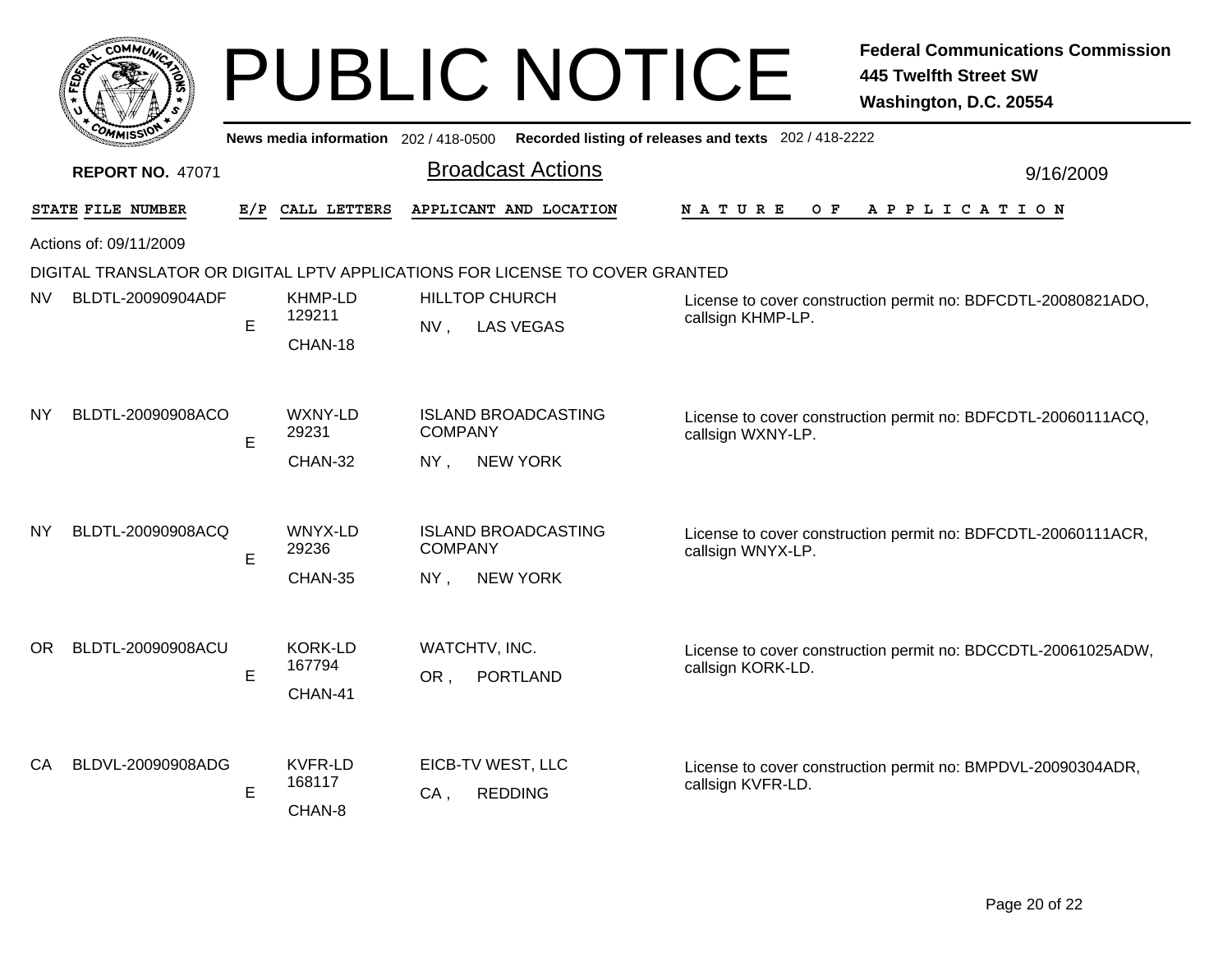# PUBLIC NOTICE

**Federal Communications Commission**
**445 Twelfth Street SW**
**Washington, D.C. 20554**

**News media information** 202 / 418-0500 **Recorded listing of releases and texts** 202 / 418-2222

**REPORT NO.** 47071

## Broadcast Actions

9/16/2009

Actions of: 09/11/2009

DIGITAL TRANSLATOR OR DIGITAL LPTV APPLICATIONS FOR LICENSE TO COVER GRANTED

| STATE | FILE NUMBER | E/P | CALL LETTERS | APPLICANT AND LOCATION | NATURE OF APPLICATION |
|---|---|---|---|---|---|
| NV | BLDTL-20090904ADF | E | KHMP-LD 129211 CHAN-18 | HILLTOP CHURCH NV , LAS VEGAS | License to cover construction permit no: BDFCDTL-20080821ADO, callsign KHMP-LP. |
| NY | BLDTL-20090908ACO | E | WXNY-LD 29231 CHAN-32 | ISLAND BROADCASTING COMPANY NY , NEW YORK | License to cover construction permit no: BDFCDTL-20060111ACQ, callsign WXNY-LP. |
| NY | BLDTL-20090908ACQ | E | WNYX-LD 29236 CHAN-35 | ISLAND BROADCASTING COMPANY NY , NEW YORK | License to cover construction permit no: BDFCDTL-20060111ACR, callsign WNYX-LP. |
| OR | BLDTL-20090908ACU | E | KORK-LD 167794 CHAN-41 | WATCHTV, INC. OR , PORTLAND | License to cover construction permit no: BDCCDTL-20061025ADW, callsign KORK-LD. |
| CA | BLDVL-20090908ADG | E | KVFR-LD 168117 CHAN-8 | EICB-TV WEST, LLC CA , REDDING | License to cover construction permit no: BMPDVL-20090304ADR, callsign KVFR-LD. |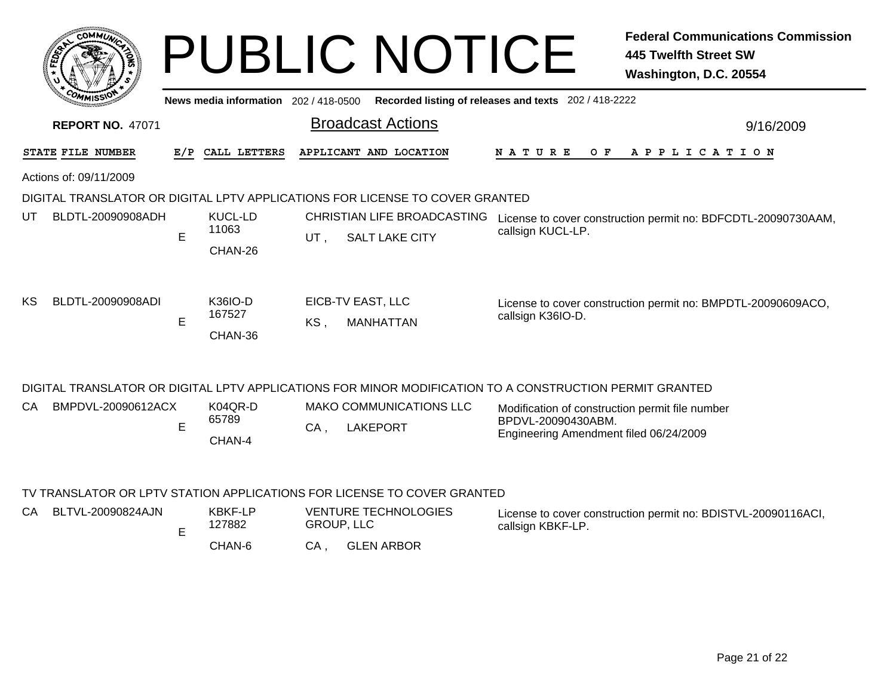# PUBLIC NOTICE

**Federal Communications Commission**
**445 Twelfth Street SW**
**Washington, D.C. 20554**

News media information 202 / 418-0500 Recorded listing of releases and texts 202 / 418-2222

**REPORT NO.** 47071

## Broadcast Actions

9/16/2009

Actions of: 09/11/2009

### DIGITAL TRANSLATOR OR DIGITAL LPTV APPLICATIONS FOR LICENSE TO COVER GRANTED

| STATE | FILE NUMBER | E/P | CALL LETTERS | APPLICANT AND LOCATION | NATURE OF APPLICATION |
|---|---|---|---|---|---|
| UT | BLDTL-20090908ADH | E | KUCL-LD 11063 CHAN-26 | CHRISTIAN LIFE BROADCASTING UT , SALT LAKE CITY | License to cover construction permit no: BDFCDTL-20090730AAM, callsign KUCL-LP. |
| KS | BLDTL-20090908ADI | E | K36IO-D 167527 CHAN-36 | EICB-TV EAST, LLC KS , MANHATTAN | License to cover construction permit no: BMPDTL-20090609ACO, callsign K36IO-D. |

### DIGITAL TRANSLATOR OR DIGITAL LPTV APPLICATIONS FOR MINOR MODIFICATION TO A CONSTRUCTION PERMIT GRANTED

| STATE | FILE NUMBER | E/P | CALL LETTERS | APPLICANT AND LOCATION | NATURE OF APPLICATION |
|---|---|---|---|---|---|
| CA | BMPDVL-20090612ACX | E | K04QR-D 65789 CHAN-4 | MAKO COMMUNICATIONS LLC CA , LAKEPORT | Modification of construction permit file number BPDVL-20090430ABM. Engineering Amendment filed 06/24/2009 |

### TV TRANSLATOR OR LPTV STATION APPLICATIONS FOR LICENSE TO COVER GRANTED

| STATE | FILE NUMBER | E/P | CALL LETTERS | APPLICANT AND LOCATION | NATURE OF APPLICATION |
|---|---|---|---|---|---|
| CA | BLTVL-20090824AJN | E | KBKF-LP 127882 CHAN-6 | VENTURE TECHNOLOGIES GROUP, LLC CA , GLEN ARBOR | License to cover construction permit no: BDISTVL-20090116ACI, callsign KBKF-LP. |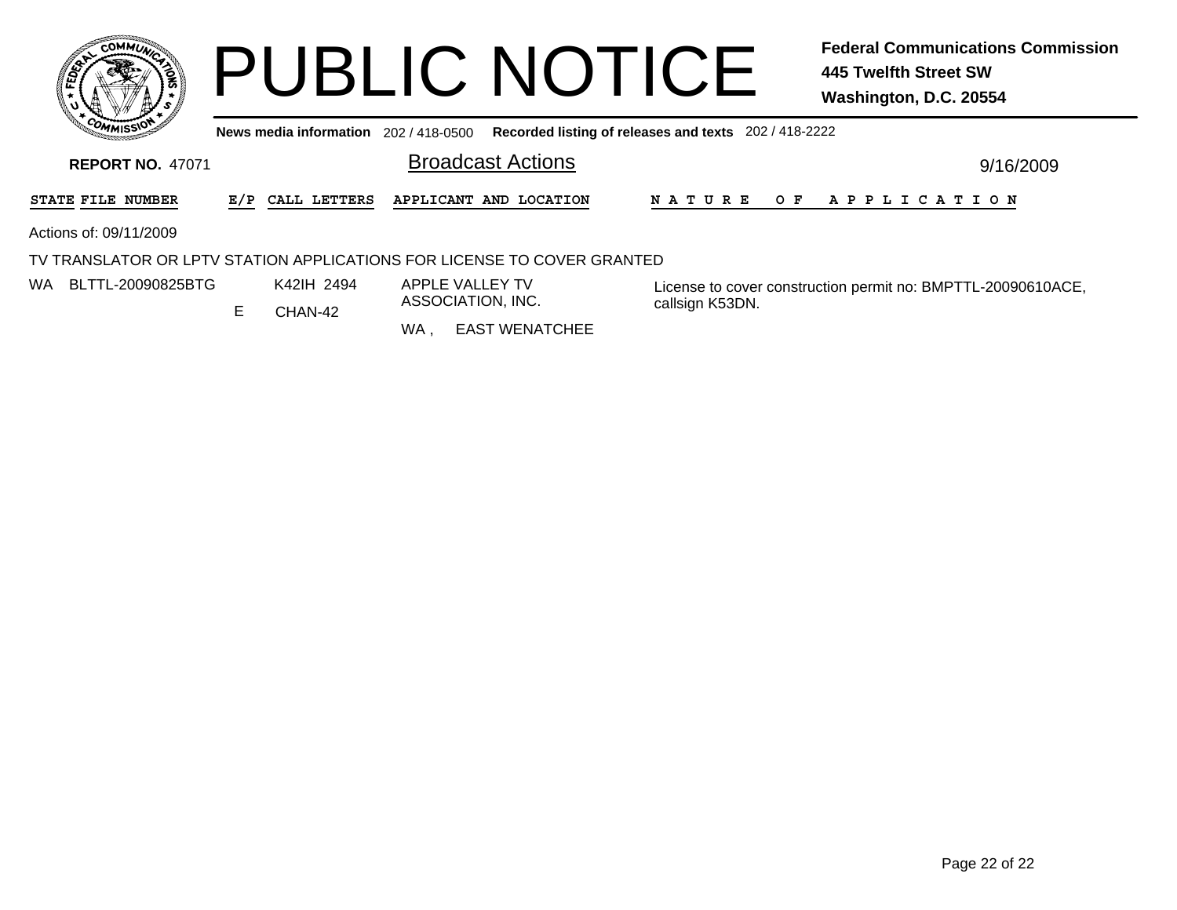# PUBLIC NOTICE

**Federal Communications Commission**
**445 Twelfth Street SW**
**Washington, D.C. 20554**

**News media information** 202 / 418-0500 **Recorded listing of releases and texts** 202 / 418-2222

**REPORT NO.** 47071

## Broadcast Actions

9/16/2009

| STATE | FILE NUMBER | E/P | CALL LETTERS | APPLICANT AND LOCATION | NATURE OF APPLICATION |
|---|---|---|---|---|---|
| | | | | | |

Actions of: 09/11/2009

TV TRANSLATOR OR LPTV STATION APPLICATIONS FOR LICENSE TO COVER GRANTED

| STATE | FILE NUMBER | E/P | CALL LETTERS | APPLICANT AND LOCATION | NATURE OF APPLICATION |
|---|---|---|---|---|---|
| WA | BLTTL-20090825BTG | E | K42IH 2494 CHAN-42 | APPLE VALLEY TV ASSOCIATION, INC. WA , EAST WENATCHEE | License to cover construction permit no: BMPTTL-20090610ACE, callsign K53DN. |